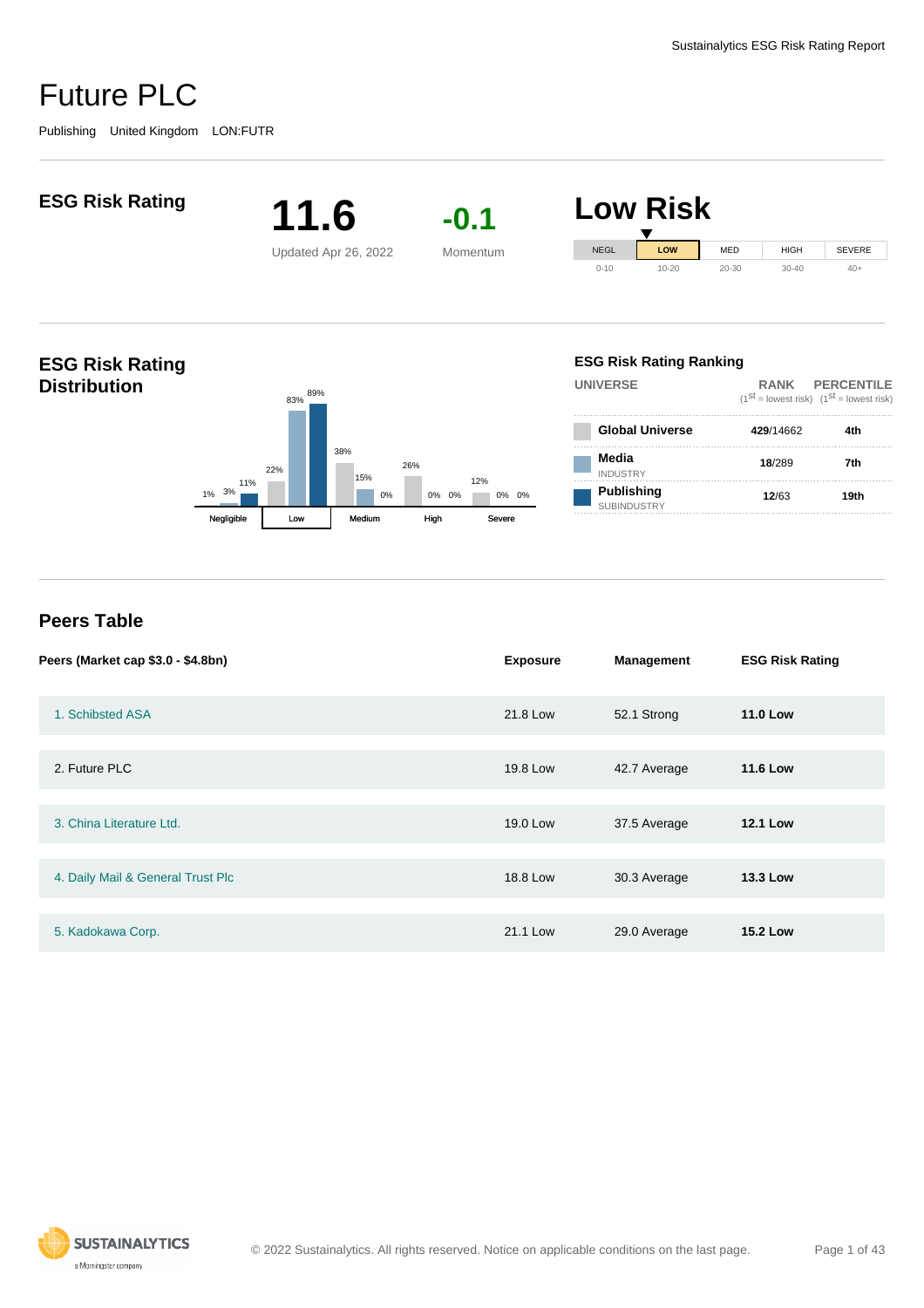# Future PLC

Publishing United Kingdom LON:FUTR

## ESG Risk Rating

**11.6**

Updated Apr 26, 2022

**-0.1**

Momentum

## Low Risk

| NEGL | LOW | MED | HIGH | SEVERE |
|---|---|---|---|---|
| 0-10 | 10-20 | 20-30 | 30-40 | 40+ |

## ESG Risk Rating Distribution

| | Negligible | | | Low | | | Medium | | | High | | | Severe | | |
|---|---|---|---|---|---|---|---|---|---|---|---|---|---|---|---|
| | 1% | 3% | 11% | 22% | 83% | 89% | 38% | 15% | 0% | 26% | 0% | 0% | 12% | 0% | 0% |

### ESG Risk Rating Ranking

| UNIVERSE | RANK (1st = lowest risk) | PERCENTILE (1st = lowest risk) |
|---|---|---|
| **Global Universe** | **429**/14662 | **4th** |
| **Media** INDUSTRY | **18**/289 | **7th** |
| **Publishing** SUBINDUSTRY | **12**/63 | **19th** |

## Peers Table

| Peers (Market cap $3.0 - $4.8bn) | Exposure | Management | ESG Risk Rating |
|---|---|---|---|
| 1. Schibsted ASA | 21.8 Low | 52.1 Strong | **11.0 Low** |
| 2. Future PLC | 19.8 Low | 42.7 Average | **11.6 Low** |
| 3. China Literature Ltd. | 19.0 Low | 37.5 Average | **12.1 Low** |
| 4. Daily Mail & General Trust Plc | 18.8 Low | 30.3 Average | **13.3 Low** |
| 5. Kadokawa Corp. | 21.1 Low | 29.0 Average | **15.2 Low** |

© 2022 Sustainalytics. All rights reserved. Notice on applicable conditions on the last page.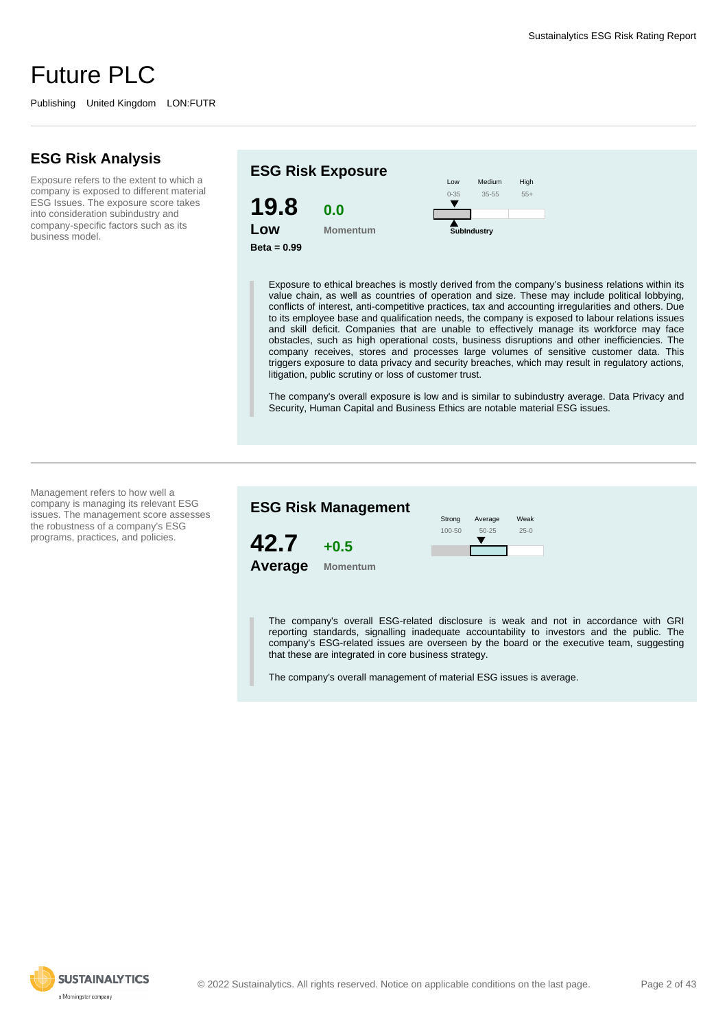# Future PLC

Publishing United Kingdom LON:FUTR

## ESG Risk Analysis

Exposure refers to the extent to which a company is exposed to different material ESG Issues. The exposure score takes into consideration subindustry and company-specific factors such as its business model.

### ESG Risk Exposure

**19.8**
**Low**
**Beta = 0.99**

**0.0**
Momentum

| Low | Medium | High |
|---|---|---|
| 0-35 | 35-55 | 55+ |

**SubIndustry**

Exposure to ethical breaches is mostly derived from the company's business relations within its value chain, as well as countries of operation and size. These may include political lobbying, conflicts of interest, anti-competitive practices, tax and accounting irregularities and others. Due to its employee base and qualification needs, the company is exposed to labour relations issues and skill deficit. Companies that are unable to effectively manage its workforce may face obstacles, such as high operational costs, business disruptions and other inefficiencies. The company receives, stores and processes large volumes of sensitive customer data. This triggers exposure to data privacy and security breaches, which may result in regulatory actions, litigation, public scrutiny or loss of customer trust.

The company's overall exposure is low and is similar to subindustry average. Data Privacy and Security, Human Capital and Business Ethics are notable material ESG issues.

---

Management refers to how well a company is managing its relevant ESG issues. The management score assesses the robustness of a company's ESG programs, practices, and policies.

### ESG Risk Management

**42.7**
**Average**

**+0.5**
Momentum

| Strong | Average | Weak |
|---|---|---|
| 100-50 | 50-25 | 25-0 |

The company's overall ESG-related disclosure is weak and not in accordance with GRI reporting standards, signalling inadequate accountability to investors and the public. The company's ESG-related issues are overseen by the board or the executive team, suggesting that these are integrated in core business strategy.

The company's overall management of material ESG issues is average.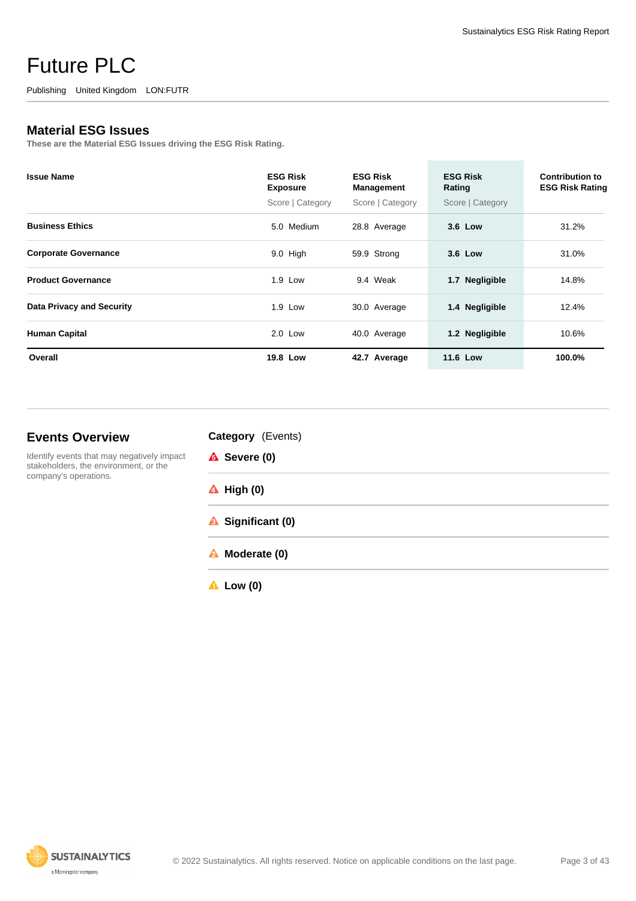# Future PLC

Publishing United Kingdom LON:FUTR

## Material ESG Issues

These are the Material ESG Issues driving the ESG Risk Rating.

| Issue Name | ESG Risk Exposure<br>Score \| Category | ESG Risk Management<br>Score \| Category | ESG Risk Rating<br>Score \| Category | Contribution to ESG Risk Rating |
|---|---|---|---|---|
| **Business Ethics** | 5.0 Medium | 28.8 Average | **3.6 Low** | 31.2% |
| **Corporate Governance** | 9.0 High | 59.9 Strong | **3.6 Low** | 31.0% |
| **Product Governance** | 1.9 Low | 9.4 Weak | **1.7 Negligible** | 14.8% |
| **Data Privacy and Security** | 1.9 Low | 30.0 Average | **1.4 Negligible** | 12.4% |
| **Human Capital** | 2.0 Low | 40.0 Average | **1.2 Negligible** | 10.6% |
| **Overall** | **19.8 Low** | **42.7 Average** | **11.6 Low** | **100.0%** |

## Events Overview

Identify events that may negatively impact stakeholders, the environment, or the company's operations.

**Category** (Events)

- **Severe (0)**
- **High (0)**
- **Significant (0)**
- **Moderate (0)**
- **Low (0)**

© 2022 Sustainalytics. All rights reserved. Notice on applicable conditions on the last page.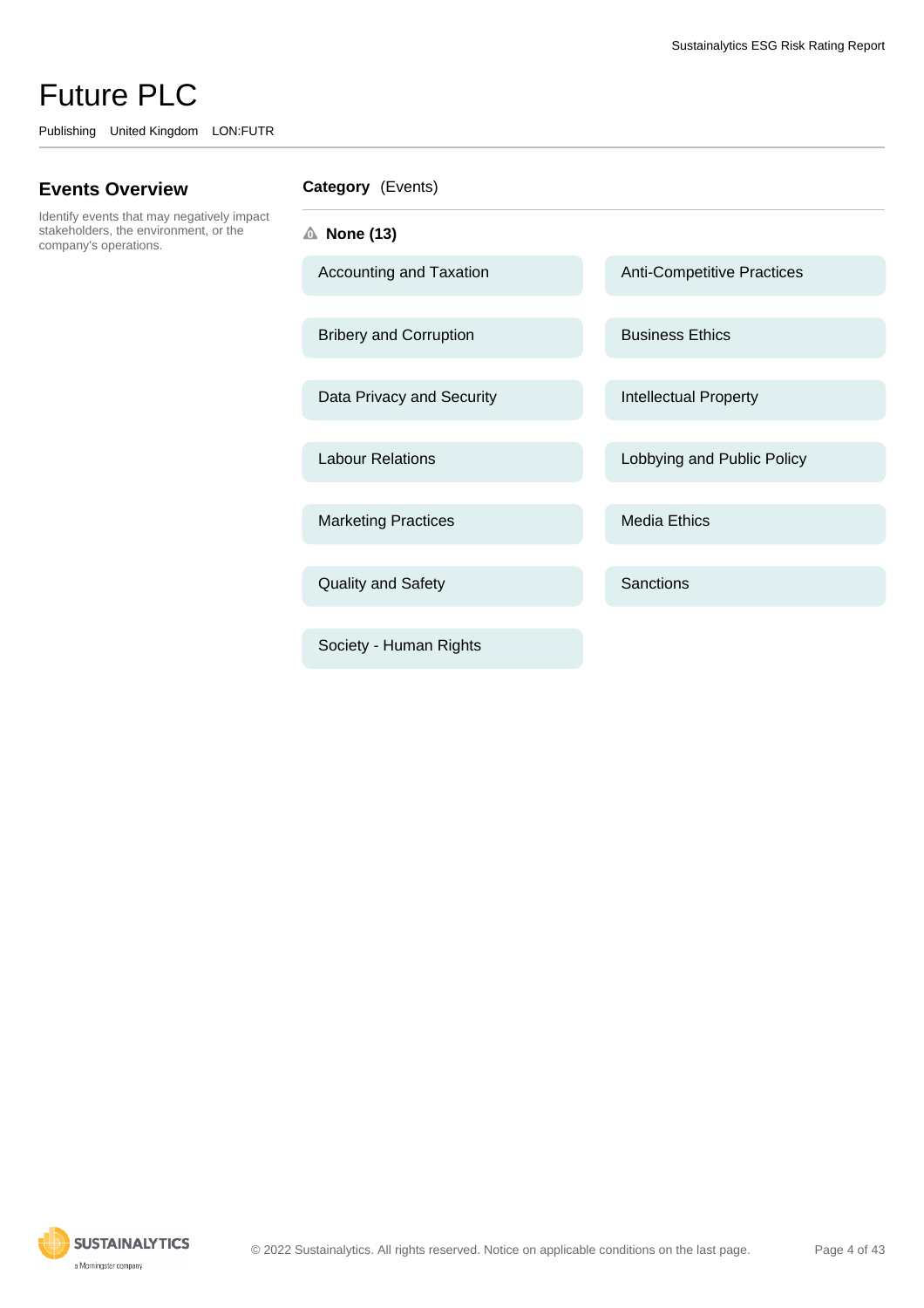# Future PLC

Publishing United Kingdom LON:FUTR

## Events Overview

Identify events that may negatively impact stakeholders, the environment, or the company's operations.

**Category** (Events)

**None (13)**

- Accounting and Taxation
- Anti-Competitive Practices
- Bribery and Corruption
- Business Ethics
- Data Privacy and Security
- Intellectual Property
- Labour Relations
- Lobbying and Public Policy
- Marketing Practices
- Media Ethics
- Quality and Safety
- Sanctions
- Society - Human Rights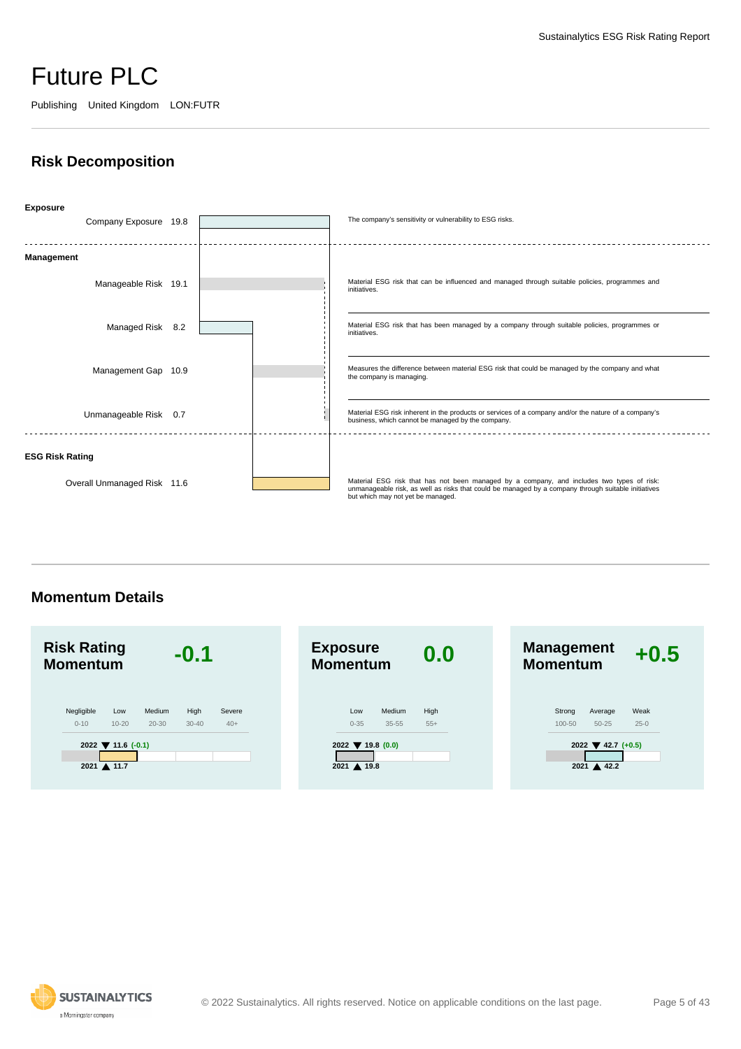# Future PLC

Publishing United Kingdom LON:FUTR

## Risk Decomposition

**Exposure**

| Item | Value | Description |
|---|---|---|
| Company Exposure | 19.8 | The company's sensitivity or vulnerability to ESG risks. |

**Management**

| Item | Value | Description |
|---|---|---|
| Manageable Risk | 19.1 | Material ESG risk that can be influenced and managed through suitable policies, programmes and initiatives. |
| Managed Risk | 8.2 | Material ESG risk that has been managed by a company through suitable policies, programmes or initiatives. |
| Management Gap | 10.9 | Measures the difference between material ESG risk that could be managed by the company and what the company is managing. |
| Unmanageable Risk | 0.7 | Material ESG risk inherent in the products or services of a company and/or the nature of a company's business, which cannot be managed by the company. |

**ESG Risk Rating**

| Item | Value | Description |
|---|---|---|
| Overall Unmanaged Risk | 11.6 | Material ESG risk that has not been managed by a company, and includes two types of risk: unmanageable risk, as well as risks that could be managed by a company through suitable initiatives but which may not yet be managed. |

## Momentum Details

### Risk Rating Momentum -0.1

| Negligible | Low | Medium | High | Severe |
|---|---|---|---|---|
| 0-10 | 10-20 | 20-30 | 30-40 | 40+ |

2022 ▼ 11.6 (-0.1)

2021 ▲ 11.7

### Exposure Momentum 0.0

| Low | Medium | High |
|---|---|---|
| 0-35 | 35-55 | 55+ |

2022 ▼ 19.8 (0.0)

2021 ▲ 19.8

### Management Momentum +0.5

| Strong | Average | Weak |
|---|---|---|
| 100-50 | 50-25 | 25-0 |

2022 ▼ 42.7 (+0.5)

2021 ▲ 42.2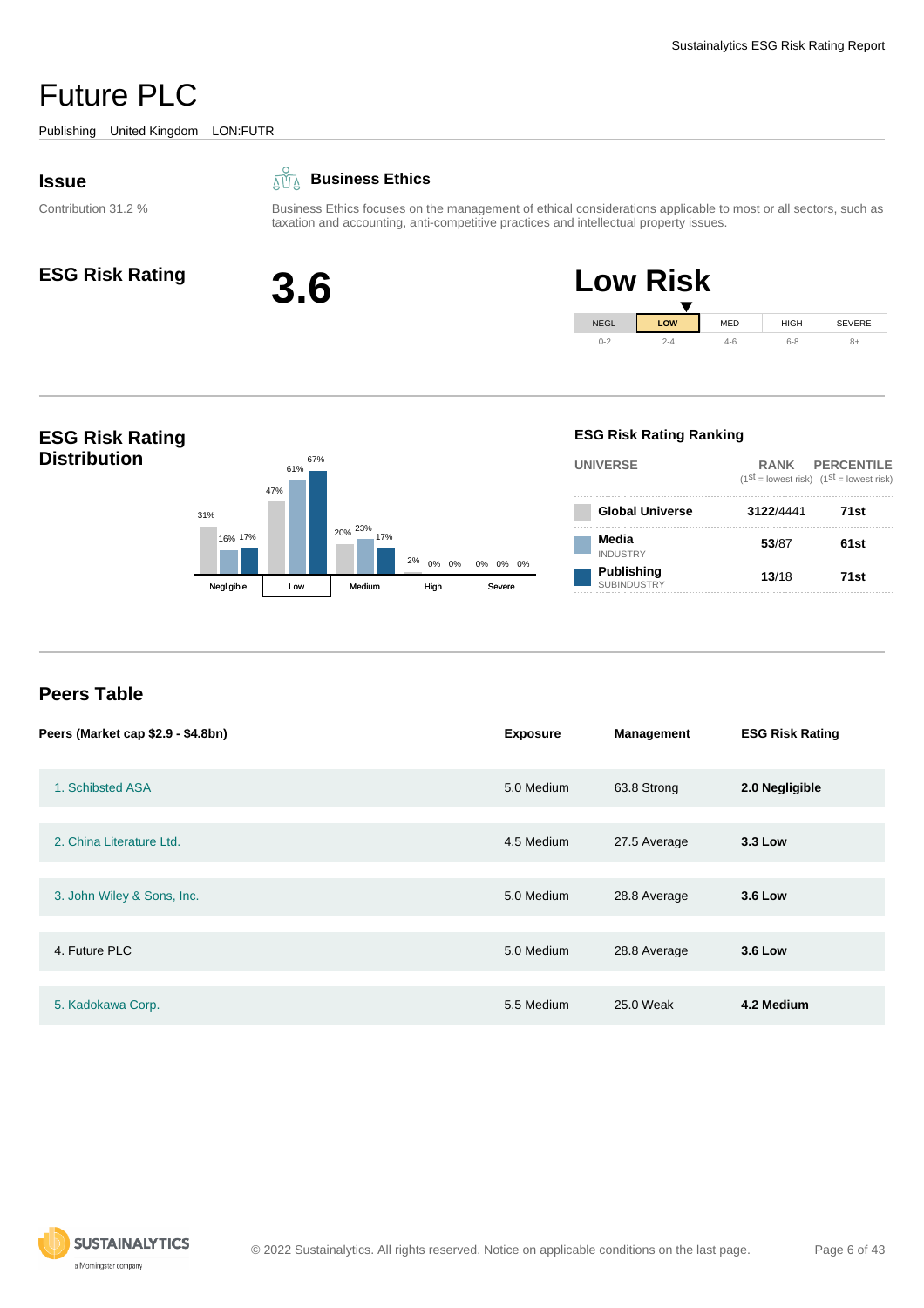# Future PLC

Publishing   United Kingdom   LON:FUTR

## Issue

Contribution 31.2 %

### Business Ethics

Business Ethics focuses on the management of ethical considerations applicable to most or all sectors, such as taxation and accounting, anti-competitive practices and intellectual property issues.

## ESG Risk Rating

**3.6**

**Low Risk**

| NEGL | LOW | MED | HIGH | SEVERE |
|---|---|---|---|---|
| 0-2 | 2-4 | 4-6 | 6-8 | 8+ |

## ESG Risk Rating Distribution

| | Negligible | Low | Medium | High | Severe |
|---|---|---|---|---|---|
| Global Universe | 31% | 47% | 20% | 2% | 0% |
| Media (Industry) | 16% | 61% | 23% | 0% | 0% |
| Publishing (Subindustry) | 17% | 67% | 17% | 0% | 0% |

### ESG Risk Rating Ranking

| UNIVERSE | RANK (1st = lowest risk) | PERCENTILE (1st = lowest risk) |
|---|---|---|
| **Global Universe** | **3122**/4441 | **71st** |
| **Media** INDUSTRY | **53**/87 | **61st** |
| **Publishing** SUBINDUSTRY | **13**/18 | **71st** |

## Peers Table

| Peers (Market cap $2.9 - $4.8bn) | Exposure | Management | ESG Risk Rating |
|---|---|---|---|
| 1. Schibsted ASA | 5.0 Medium | 63.8 Strong | **2.0 Negligible** |
| 2. China Literature Ltd. | 4.5 Medium | 27.5 Average | **3.3 Low** |
| 3. John Wiley & Sons, Inc. | 5.0 Medium | 28.8 Average | **3.6 Low** |
| 4. Future PLC | 5.0 Medium | 28.8 Average | **3.6 Low** |
| 5. Kadokawa Corp. | 5.5 Medium | 25.0 Weak | **4.2 Medium** |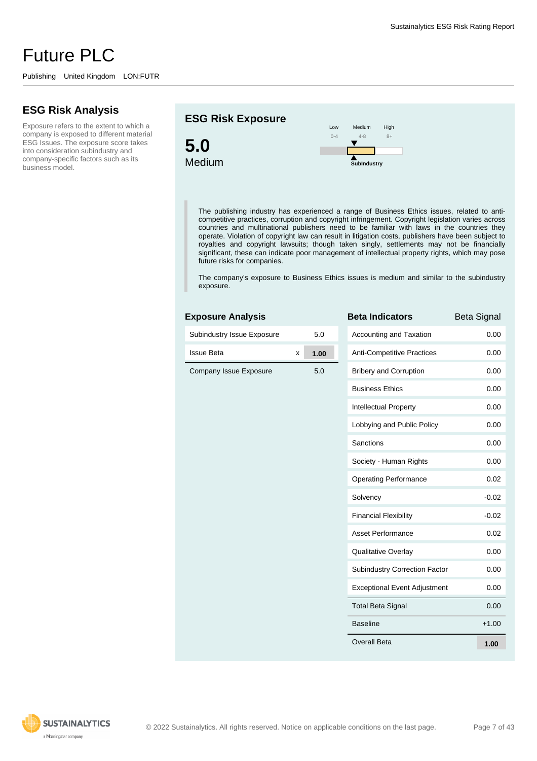# Future PLC

Publishing United Kingdom LON:FUTR

## ESG Risk Analysis

Exposure refers to the extent to which a company is exposed to different material ESG Issues. The exposure score takes into consideration subindustry and company-specific factors such as its business model.

## ESG Risk Exposure

**5.0**
Medium

Low 0-4 | Medium 4-8 | High 8+

SubIndustry

The publishing industry has experienced a range of Business Ethics issues, related to anti-competitive practices, corruption and copyright infringement. Copyright legislation varies across countries and multinational publishers need to be familiar with laws in the countries they operate. Violation of copyright law can result in litigation costs, publishers have been subject to royalties and copyright lawsuits; though taken singly, settlements may not be financially significant, these can indicate poor management of intellectual property rights, which may pose future risks for companies.

The company's exposure to Business Ethics issues is medium and similar to the subindustry exposure.

### Exposure Analysis

| | | |
|---|---|---|
| Subindustry Issue Exposure | | 5.0 |
| Issue Beta | x | **1.00** |
| Company Issue Exposure | | 5.0 |

### Beta Indicators

| Beta Indicators | Beta Signal |
|---|---|
| Accounting and Taxation | 0.00 |
| Anti-Competitive Practices | 0.00 |
| Bribery and Corruption | 0.00 |
| Business Ethics | 0.00 |
| Intellectual Property | 0.00 |
| Lobbying and Public Policy | 0.00 |
| Sanctions | 0.00 |
| Society - Human Rights | 0.00 |
| Operating Performance | 0.02 |
| Solvency | -0.02 |
| Financial Flexibility | -0.02 |
| Asset Performance | 0.02 |
| Qualitative Overlay | 0.00 |
| Subindustry Correction Factor | 0.00 |
| Exceptional Event Adjustment | 0.00 |
| Total Beta Signal | 0.00 |
| Baseline | +1.00 |
| Overall Beta | **1.00** |

© 2022 Sustainalytics. All rights reserved. Notice on applicable conditions on the last page.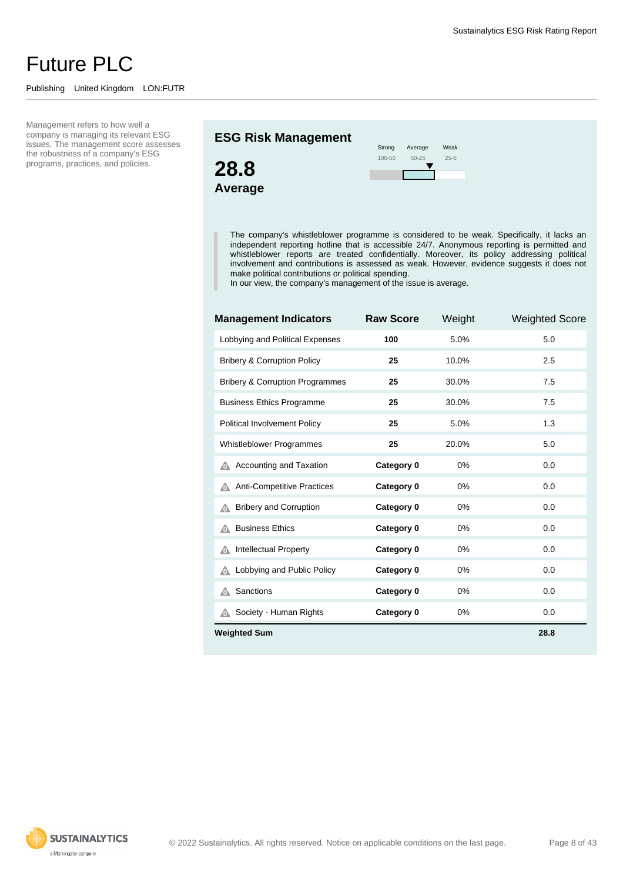# Future PLC

Publishing United Kingdom LON:FUTR

Management refers to how well a company is managing its relevant ESG issues. The management score assesses the robustness of a company's ESG programs, practices, and policies.

## ESG Risk Management

**28.8**

**Average**

| Strong | Average | Weak |
|---|---|---|
| 100-50 | 50-25 | 25-0 |

The company's whistleblower programme is considered to be weak. Specifically, it lacks an independent reporting hotline that is accessible 24/7. Anonymous reporting is permitted and whistleblower reports are treated confidentially. Moreover, its policy addressing political involvement and contributions is assessed as weak. However, evidence suggests it does not make political contributions or political spending.
In our view, the company's management of the issue is average.

| Management Indicators | Raw Score | Weight | Weighted Score |
|---|---|---|---|
| Lobbying and Political Expenses | **100** | 5.0% | 5.0 |
| Bribery & Corruption Policy | **25** | 10.0% | 2.5 |
| Bribery & Corruption Programmes | **25** | 30.0% | 7.5 |
| Business Ethics Programme | **25** | 30.0% | 7.5 |
| Political Involvement Policy | **25** | 5.0% | 1.3 |
| Whistleblower Programmes | **25** | 20.0% | 5.0 |
| Accounting and Taxation | **Category 0** | 0% | 0.0 |
| Anti-Competitive Practices | **Category 0** | 0% | 0.0 |
| Bribery and Corruption | **Category 0** | 0% | 0.0 |
| Business Ethics | **Category 0** | 0% | 0.0 |
| Intellectual Property | **Category 0** | 0% | 0.0 |
| Lobbying and Public Policy | **Category 0** | 0% | 0.0 |
| Sanctions | **Category 0** | 0% | 0.0 |
| Society - Human Rights | **Category 0** | 0% | 0.0 |
| **Weighted Sum** | | | **28.8** |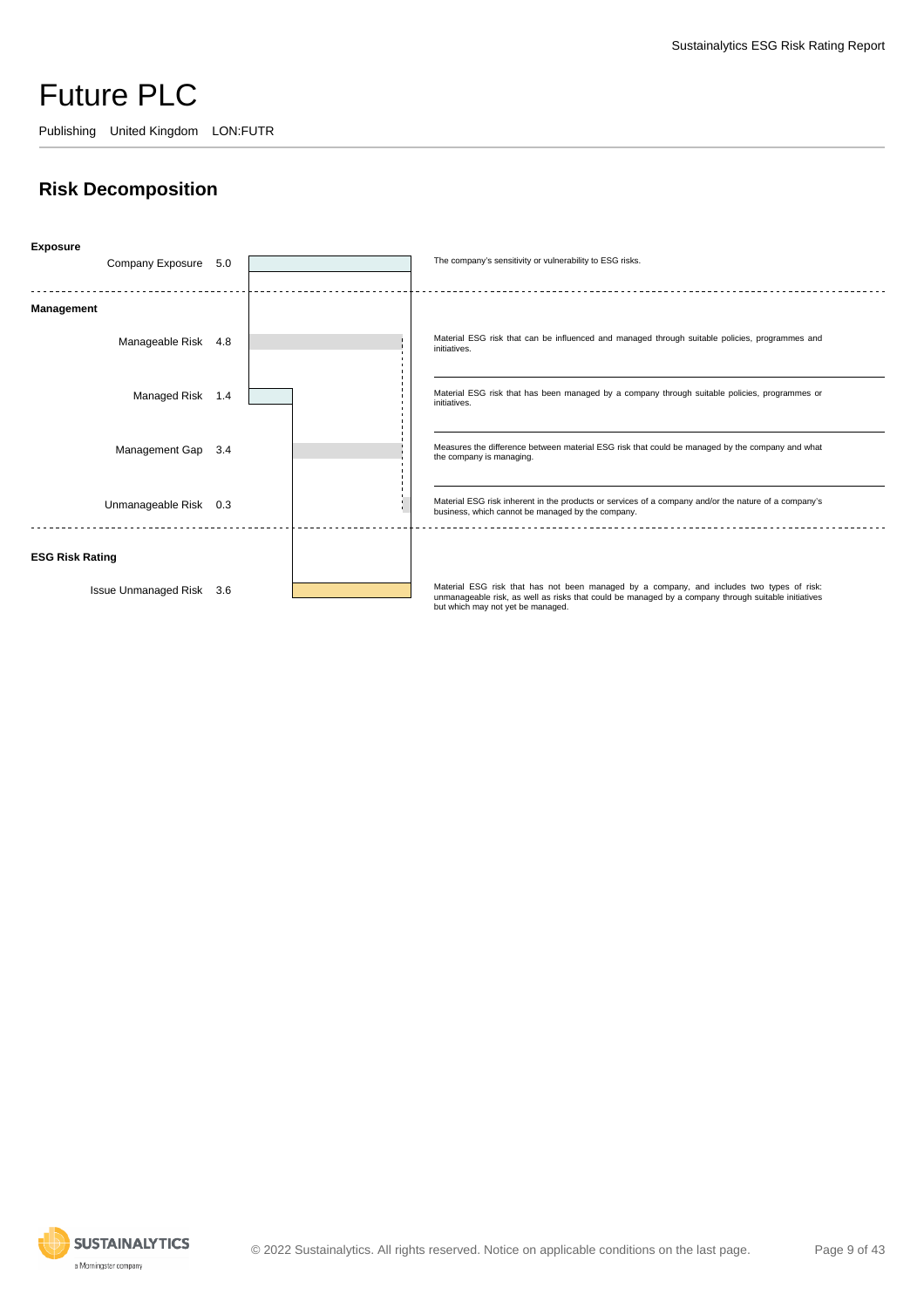# Future PLC

Publishing United Kingdom LON:FUTR

## Risk Decomposition

**Exposure**

| Item | Value | Description |
|---|---|---|
| Company Exposure | 5.0 | The company's sensitivity or vulnerability to ESG risks. |

**Management**

| Item | Value | Description |
|---|---|---|
| Manageable Risk | 4.8 | Material ESG risk that can be influenced and managed through suitable policies, programmes and initiatives. |
| Managed Risk | 1.4 | Material ESG risk that has been managed by a company through suitable policies, programmes or initiatives. |
| Management Gap | 3.4 | Measures the difference between material ESG risk that could be managed by the company and what the company is managing. |
| Unmanageable Risk | 0.3 | Material ESG risk inherent in the products or services of a company and/or the nature of a company's business, which cannot be managed by the company. |

**ESG Risk Rating**

| Item | Value | Description |
|---|---|---|
| Issue Unmanaged Risk | 3.6 | Material ESG risk that has not been managed by a company, and includes two types of risk: unmanageable risk, as well as risks that could be managed by a company through suitable initiatives but which may not yet be managed. |

© 2022 Sustainalytics. All rights reserved. Notice on applicable conditions on the last page.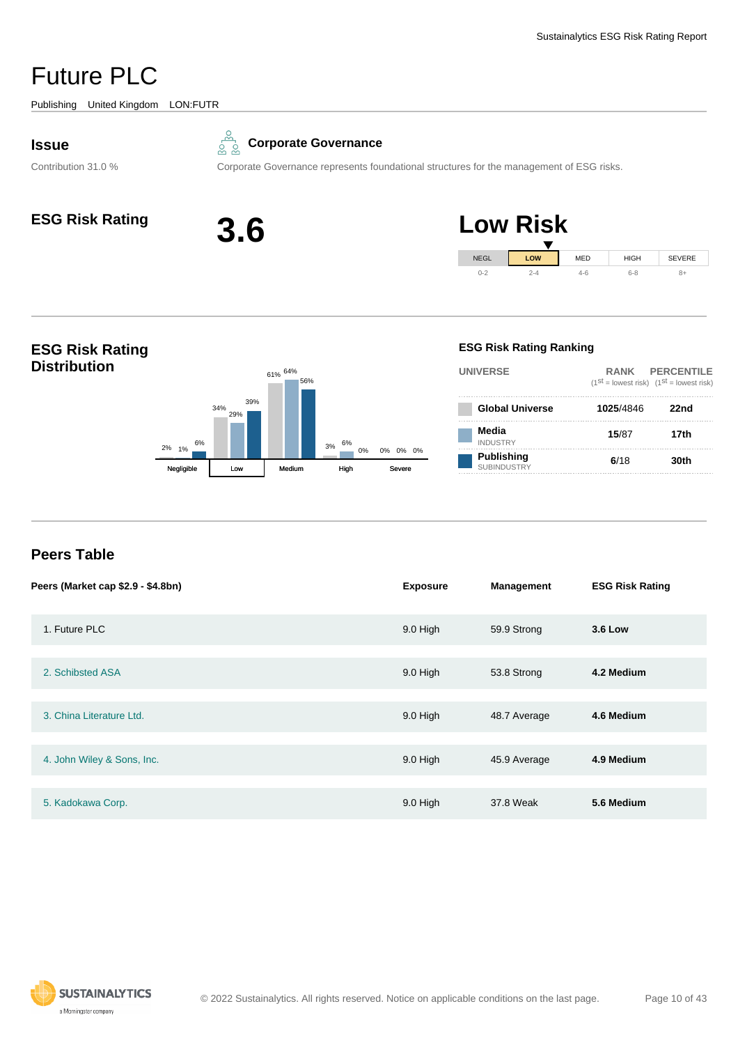# Future PLC

Publishing United Kingdom LON:FUTR

## Issue

Contribution 31.0 %

**Corporate Governance**

Corporate Governance represents foundational structures for the management of ESG risks.

## ESG Risk Rating

**3.6**

**Low Risk**

| NEGL | LOW | MED | HIGH | SEVERE |
|---|---|---|---|---|
| 0-2 | 2-4 | 4-6 | 6-8 | 8+ |

## ESG Risk Rating Distribution

| | Negligible | Low | Medium | High | Severe |
|---|---|---|---|---|---|
| Global Universe | 2% | 34% | 61% | 3% | 0% |
| Media (Industry) | 1% | 29% | 64% | 6% | 0% |
| Publishing (Subindustry) | 6% | 39% | 56% | 0% | 0% |

### ESG Risk Rating Ranking

| UNIVERSE | RANK (1st = lowest risk) | PERCENTILE (1st = lowest risk) |
|---|---|---|
| **Global Universe** | **1025**/4846 | **22nd** |
| **Media** INDUSTRY | **15**/87 | **17th** |
| **Publishing** SUBINDUSTRY | **6**/18 | **30th** |

## Peers Table

| Peers (Market cap $2.9 - $4.8bn) | Exposure | Management | ESG Risk Rating |
|---|---|---|---|
| 1. Future PLC | 9.0 High | 59.9 Strong | **3.6 Low** |
| 2. Schibsted ASA | 9.0 High | 53.8 Strong | **4.2 Medium** |
| 3. China Literature Ltd. | 9.0 High | 48.7 Average | **4.6 Medium** |
| 4. John Wiley & Sons, Inc. | 9.0 High | 45.9 Average | **4.9 Medium** |
| 5. Kadokawa Corp. | 9.0 High | 37.8 Weak | **5.6 Medium** |

© 2022 Sustainalytics. All rights reserved. Notice on applicable conditions on the last page.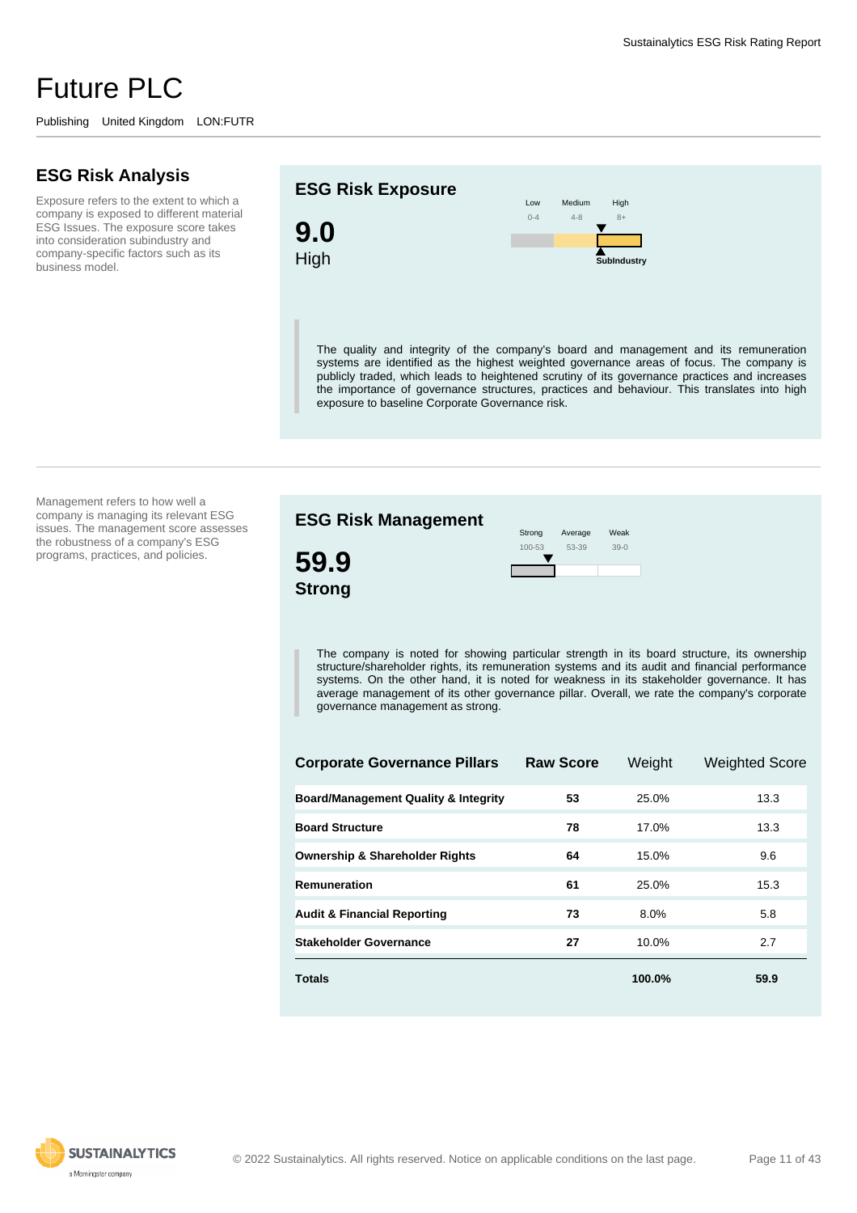# Future PLC

Publishing United Kingdom LON:FUTR

## ESG Risk Analysis

Exposure refers to the extent to which a company is exposed to different material ESG Issues. The exposure score takes into consideration subindustry and company-specific factors such as its business model.

### ESG Risk Exposure

**9.0**
High

| Low | Medium | High |
|---|---|---|
| 0-4 | 4-8 | 8+ |

SubIndustry

The quality and integrity of the company's board and management and its remuneration systems are identified as the highest weighted governance areas of focus. The company is publicly traded, which leads to heightened scrutiny of its governance practices and increases the importance of governance structures, practices and behaviour. This translates into high exposure to baseline Corporate Governance risk.

Management refers to how well a company is managing its relevant ESG issues. The management score assesses the robustness of a company's ESG programs, practices, and policies.

### ESG Risk Management

**59.9**
**Strong**

| Strong | Average | Weak |
|---|---|---|
| 100-53 | 53-39 | 39-0 |

The company is noted for showing particular strength in its board structure, its ownership structure/shareholder rights, its remuneration systems and its audit and financial performance systems. On the other hand, it is noted for weakness in its stakeholder governance. It has average management of its other governance pillar. Overall, we rate the company's corporate governance management as strong.

| Corporate Governance Pillars | Raw Score | Weight | Weighted Score |
|---|---|---|---|
| Board/Management Quality & Integrity | 53 | 25.0% | 13.3 |
| Board Structure | 78 | 17.0% | 13.3 |
| Ownership & Shareholder Rights | 64 | 15.0% | 9.6 |
| Remuneration | 61 | 25.0% | 15.3 |
| Audit & Financial Reporting | 73 | 8.0% | 5.8 |
| Stakeholder Governance | 27 | 10.0% | 2.7 |
| **Totals** | | **100.0%** | **59.9** |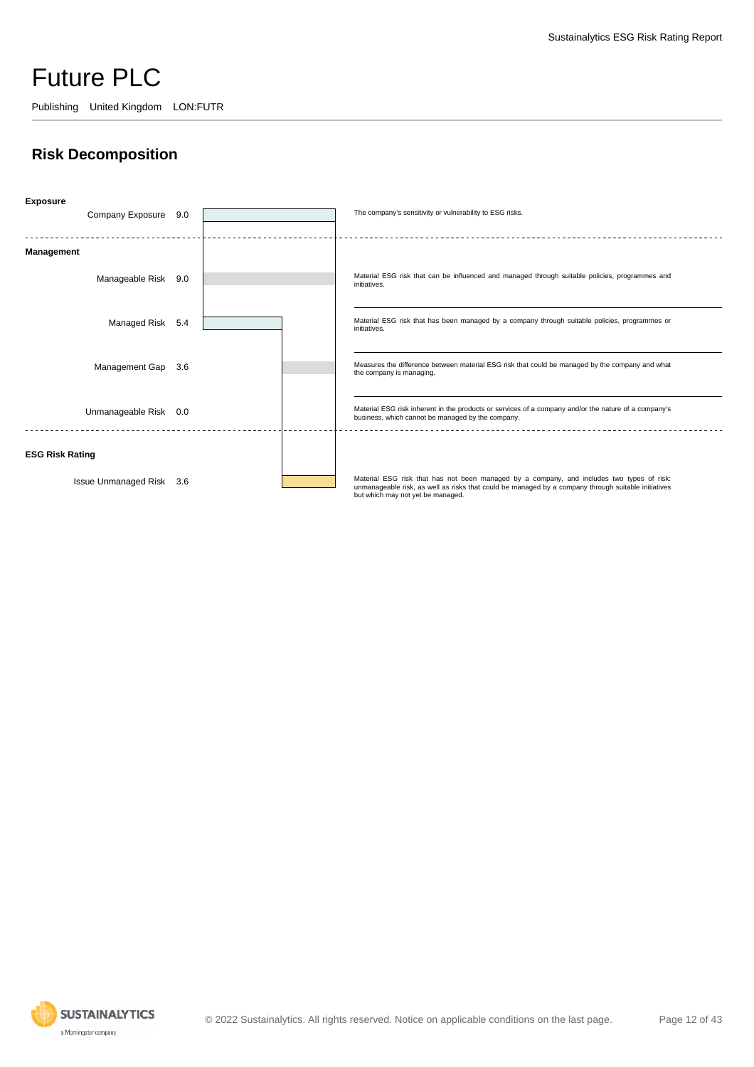# Future PLC

Publishing United Kingdom LON:FUTR

## Risk Decomposition

| Category | Component | Value | Description |
| --- | --- | --- | --- |
| **Exposure** | Company Exposure | 9.0 | The company's sensitivity or vulnerability to ESG risks. |
| **Management** | Manageable Risk | 9.0 | Material ESG risk that can be influenced and managed through suitable policies, programmes and initiatives. |
| | Managed Risk | 5.4 | Material ESG risk that has been managed by a company through suitable policies, programmes or initiatives. |
| | Management Gap | 3.6 | Measures the difference between material ESG risk that could be managed by the company and what the company is managing. |
| | Unmanageable Risk | 0.0 | Material ESG risk inherent in the products or services of a company and/or the nature of a company's business, which cannot be managed by the company. |
| **ESG Risk Rating** | Issue Unmanaged Risk | 3.6 | Material ESG risk that has not been managed by a company, and includes two types of risk: unmanageable risk, as well as risks that could be managed by a company through suitable initiatives but which may not yet be managed. |

© 2022 Sustainalytics. All rights reserved. Notice on applicable conditions on the last page.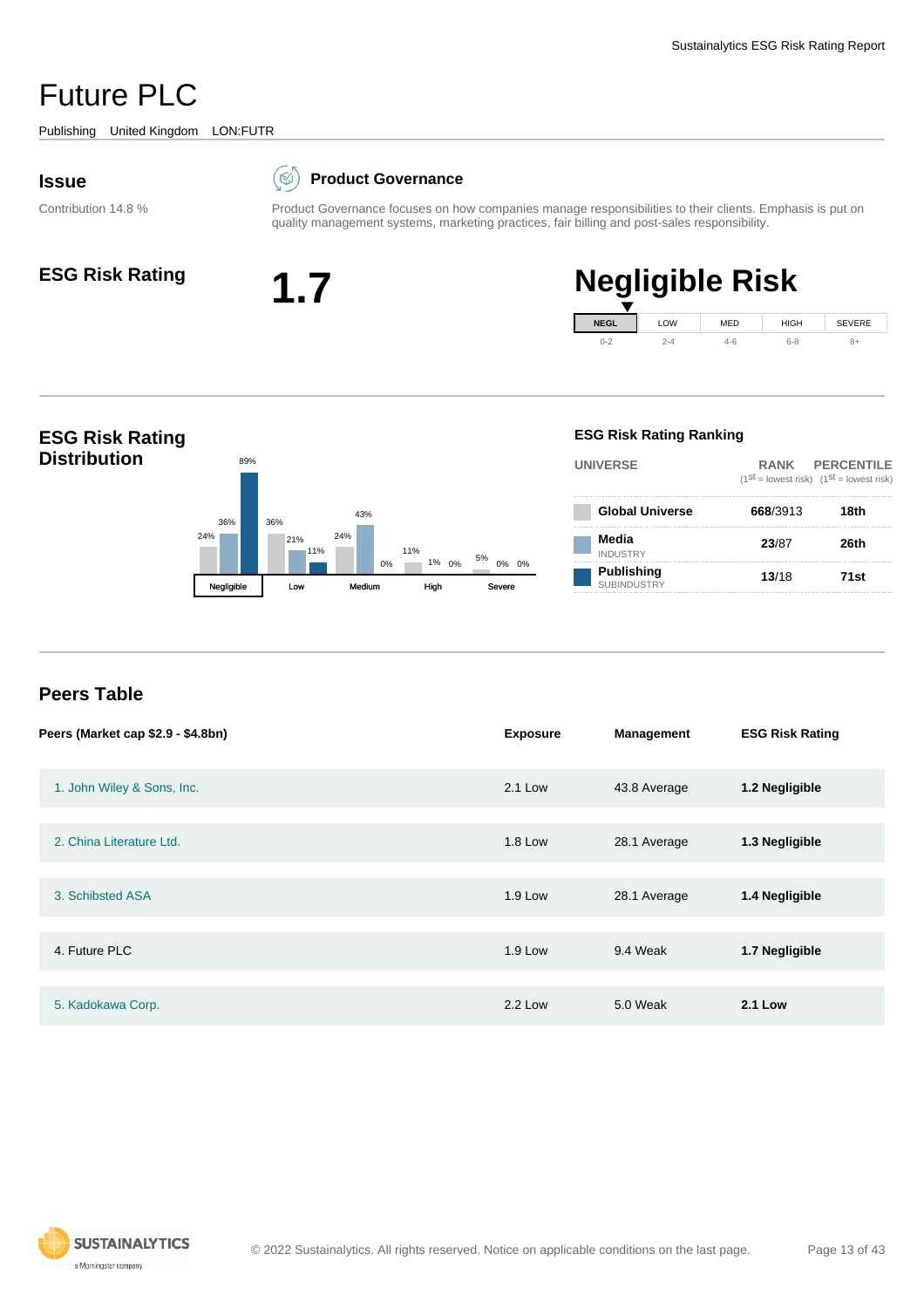# Future PLC

Publishing United Kingdom LON:FUTR

## Issue

Contribution 14.8 %

**Product Governance**

Product Governance focuses on how companies manage responsibilities to their clients. Emphasis is put on quality management systems, marketing practices, fair billing and post-sales responsibility.

## ESG Risk Rating

# 1.7

# Negligible Risk

| NEGL | LOW | MED | HIGH | SEVERE |
|---|---|---|---|---|
| 0-2 | 2-4 | 4-6 | 6-8 | 8+ |

## ESG Risk Rating Distribution

| | Global Universe | Media | Publishing |
|---|---|---|---|
| Negligible | 24% | 36% | 89% |
| Low | 36% | 21% | 11% |
| Medium | 24% | 43% | 0% |
| High | 11% | 1% | 0% |
| Severe | 5% | 0% | 0% |

### ESG Risk Rating Ranking

| UNIVERSE | RANK ($1^{st}$ = lowest risk) | PERCENTILE ($1^{st}$ = lowest risk) |
|---|---|---|
| **Global Universe** | **668**/3913 | **18th** |
| **Media** INDUSTRY | **23**/87 | **26th** |
| **Publishing** SUBINDUSTRY | **13**/18 | **71st** |

## Peers Table

| Peers (Market cap $2.9 - $4.8bn) | Exposure | Management | ESG Risk Rating |
|---|---|---|---|
| 1. John Wiley & Sons, Inc. | 2.1 Low | 43.8 Average | **1.2 Negligible** |
| 2. China Literature Ltd. | 1.8 Low | 28.1 Average | **1.3 Negligible** |
| 3. Schibsted ASA | 1.9 Low | 28.1 Average | **1.4 Negligible** |
| 4. Future PLC | 1.9 Low | 9.4 Weak | **1.7 Negligible** |
| 5. Kadokawa Corp. | 2.2 Low | 5.0 Weak | **2.1 Low** |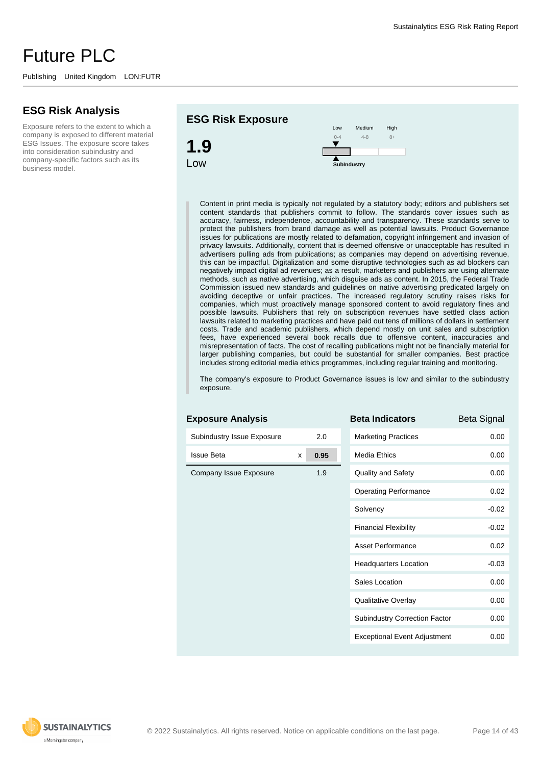# Future PLC

Publishing United Kingdom LON:FUTR

## ESG Risk Analysis

Exposure refers to the extent to which a company is exposed to different material ESG Issues. The exposure score takes into consideration subindustry and company-specific factors such as its business model.

## ESG Risk Exposure

**1.9**
Low

Low 0-4 | Medium 4-8 | High 8+

SubIndustry

Content in print media is typically not regulated by a statutory body; editors and publishers set content standards that publishers commit to follow. The standards cover issues such as accuracy, fairness, independence, accountability and transparency. These standards serve to protect the publishers from brand damage as well as potential lawsuits. Product Governance issues for publications are mostly related to defamation, copyright infringement and invasion of privacy lawsuits. Additionally, content that is deemed offensive or unacceptable has resulted in advertisers pulling ads from publications; as companies may depend on advertising revenue, this can be impactful. Digitalization and some disruptive technologies such as ad blockers can negatively impact digital ad revenues; as a result, marketers and publishers are using alternate methods, such as native advertising, which disguise ads as content. In 2015, the Federal Trade Commission issued new standards and guidelines on native advertising predicated largely on avoiding deceptive or unfair practices. The increased regulatory scrutiny raises risks for companies, which must proactively manage sponsored content to avoid regulatory fines and possible lawsuits. Publishers that rely on subscription revenues have settled class action lawsuits related to marketing practices and have paid out tens of millions of dollars in settlement costs. Trade and academic publishers, which depend mostly on unit sales and subscription fees, have experienced several book recalls due to offensive content, inaccuracies and misrepresentation of facts. The cost of recalling publications might not be financially material for larger publishing companies, but could be substantial for smaller companies. Best practice includes strong editorial media ethics programmes, including regular training and monitoring.

The company's exposure to Product Governance issues is low and similar to the subindustry exposure.

### Exposure Analysis

| | | |
|---|---|---|
| Subindustry Issue Exposure | | 2.0 |
| Issue Beta | x | **0.95** |
| Company Issue Exposure | | 1.9 |

### Beta Indicators

| Beta Indicators | Beta Signal |
|---|---|
| Marketing Practices | 0.00 |
| Media Ethics | 0.00 |
| Quality and Safety | 0.00 |
| Operating Performance | 0.02 |
| Solvency | -0.02 |
| Financial Flexibility | -0.02 |
| Asset Performance | 0.02 |
| Headquarters Location | -0.03 |
| Sales Location | 0.00 |
| Qualitative Overlay | 0.00 |
| Subindustry Correction Factor | 0.00 |
| Exceptional Event Adjustment | 0.00 |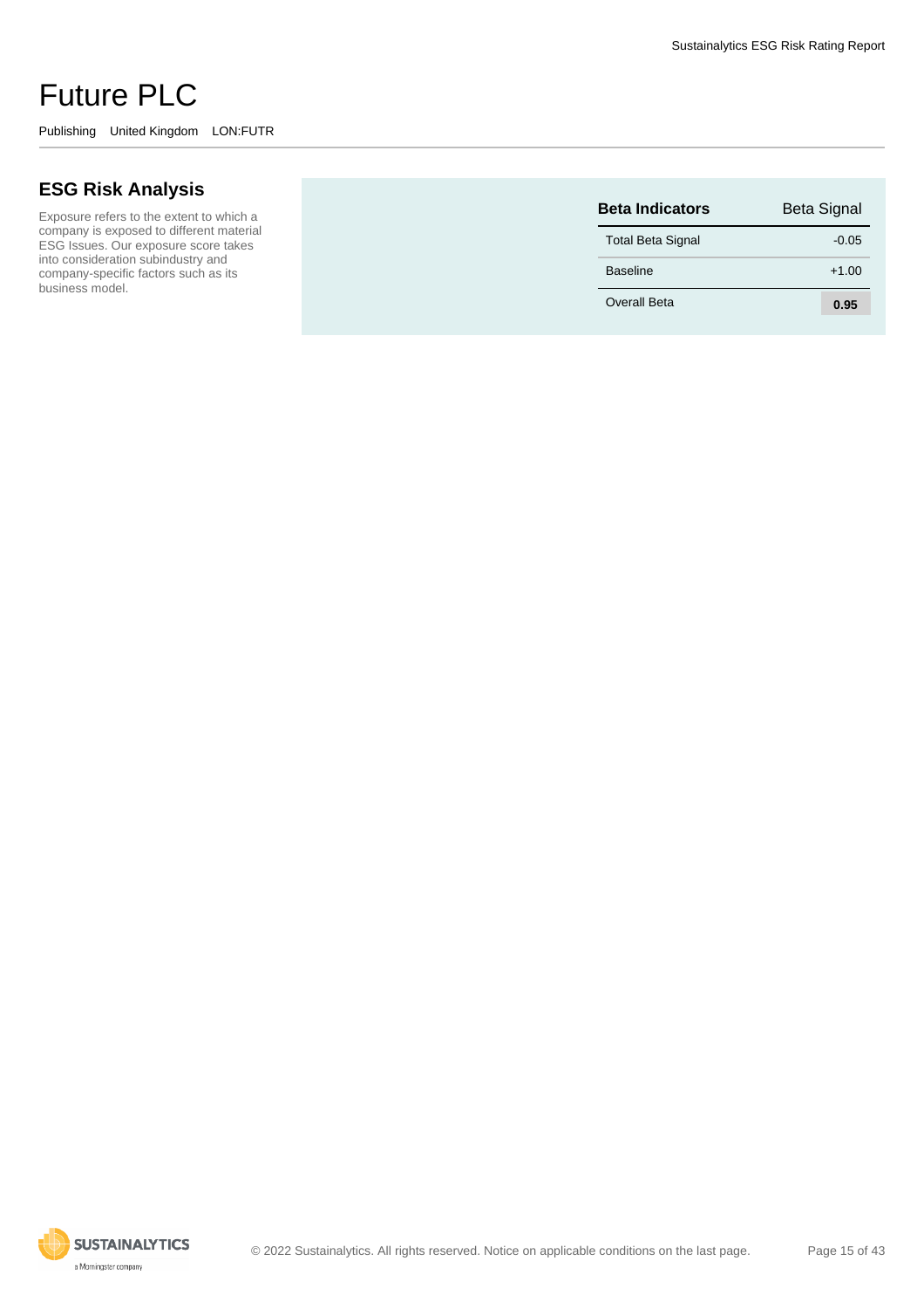# Future PLC

Publishing United Kingdom LON:FUTR

## ESG Risk Analysis

Exposure refers to the extent to which a company is exposed to different material ESG Issues. Our exposure score takes into consideration subindustry and company-specific factors such as its business model.

| Beta Indicators | Beta Signal |
|---|---|
| Total Beta Signal | -0.05 |
| Baseline | +1.00 |
| Overall Beta | **0.95** |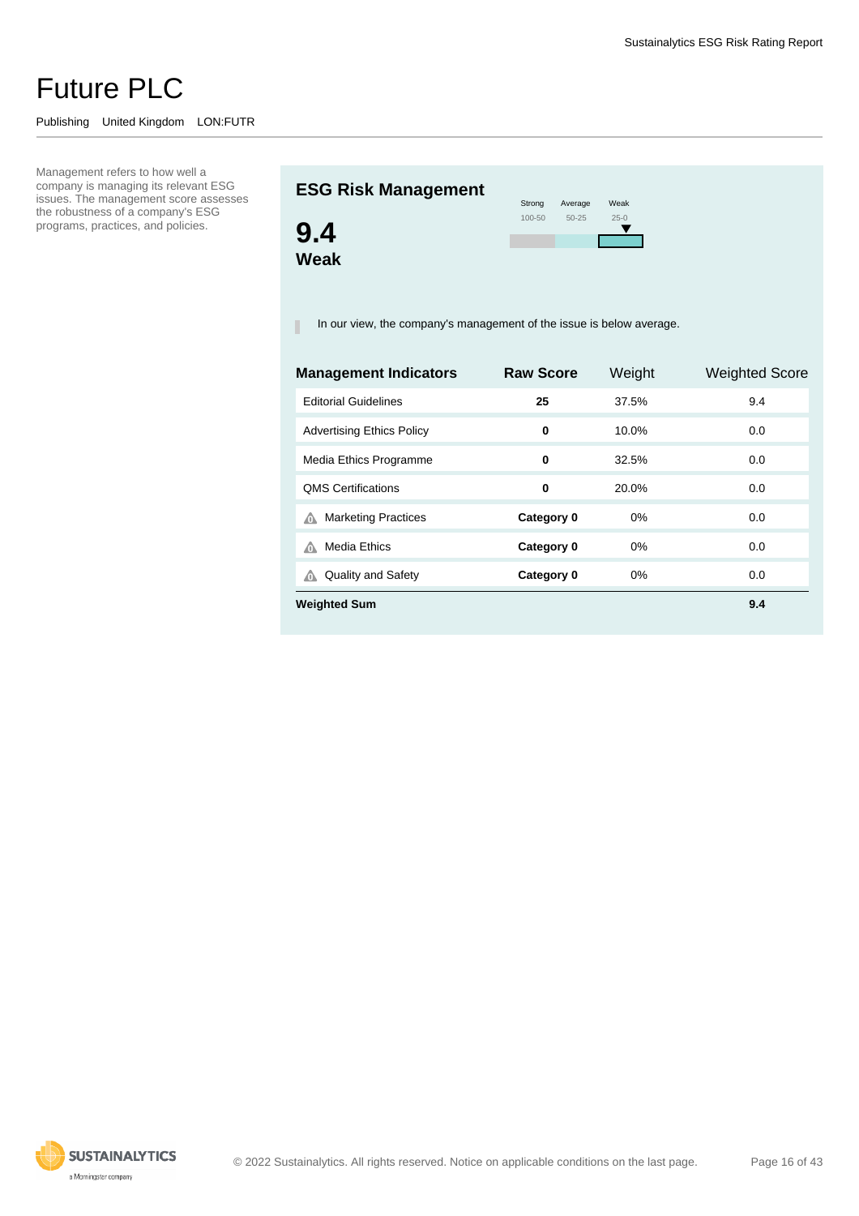# Future PLC

Publishing United Kingdom LON:FUTR

Management refers to how well a company is managing its relevant ESG issues. The management score assesses the robustness of a company's ESG programs, practices, and policies.

## ESG Risk Management

**9.4**
**Weak**

| Strong | Average | Weak |
|---|---|---|
| 100-50 | 50-25 | 25-0 |

In our view, the company's management of the issue is below average.

| Management Indicators | Raw Score | Weight | Weighted Score |
|---|---|---|---|
| Editorial Guidelines | **25** | 37.5% | 9.4 |
| Advertising Ethics Policy | **0** | 10.0% | 0.0 |
| Media Ethics Programme | **0** | 32.5% | 0.0 |
| QMS Certifications | **0** | 20.0% | 0.0 |
| Marketing Practices | **Category 0** | 0% | 0.0 |
| Media Ethics | **Category 0** | 0% | 0.0 |
| Quality and Safety | **Category 0** | 0% | 0.0 |
| **Weighted Sum** | | | **9.4** |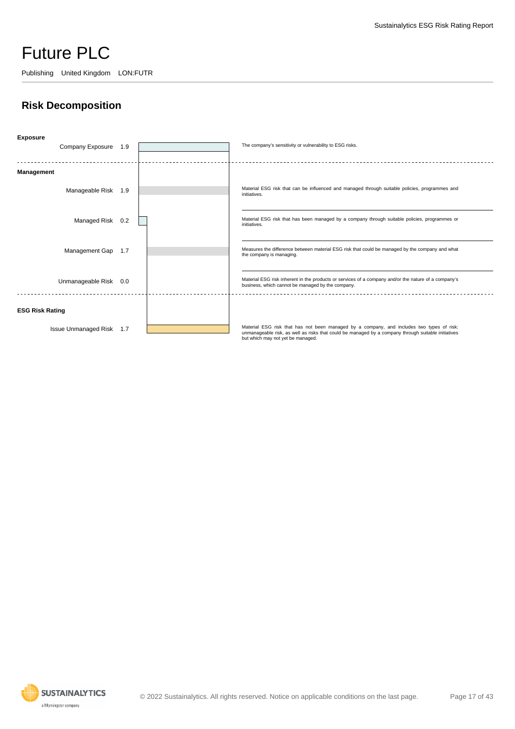# Future PLC

Publishing United Kingdom LON:FUTR

## Risk Decomposition

| Category | Item | Value | Description |
|---|---|---|---|
| **Exposure** | Company Exposure | 1.9 | The company's sensitivity or vulnerability to ESG risks. |
| **Management** | Manageable Risk | 1.9 | Material ESG risk that can be influenced and managed through suitable policies, programmes and initiatives. |
| | Managed Risk | 0.2 | Material ESG risk that has been managed by a company through suitable policies, programmes or initiatives. |
| | Management Gap | 1.7 | Measures the difference between material ESG risk that could be managed by the company and what the company is managing. |
| | Unmanageable Risk | 0.0 | Material ESG risk inherent in the products or services of a company and/or the nature of a company's business, which cannot be managed by the company. |
| **ESG Risk Rating** | Issue Unmanaged Risk | 1.7 | Material ESG risk that has not been managed by a company, and includes two types of risk: unmanageable risk, as well as risks that could be managed by a company through suitable initiatives but which may not yet be managed. |

© 2022 Sustainalytics. All rights reserved. Notice on applicable conditions on the last page.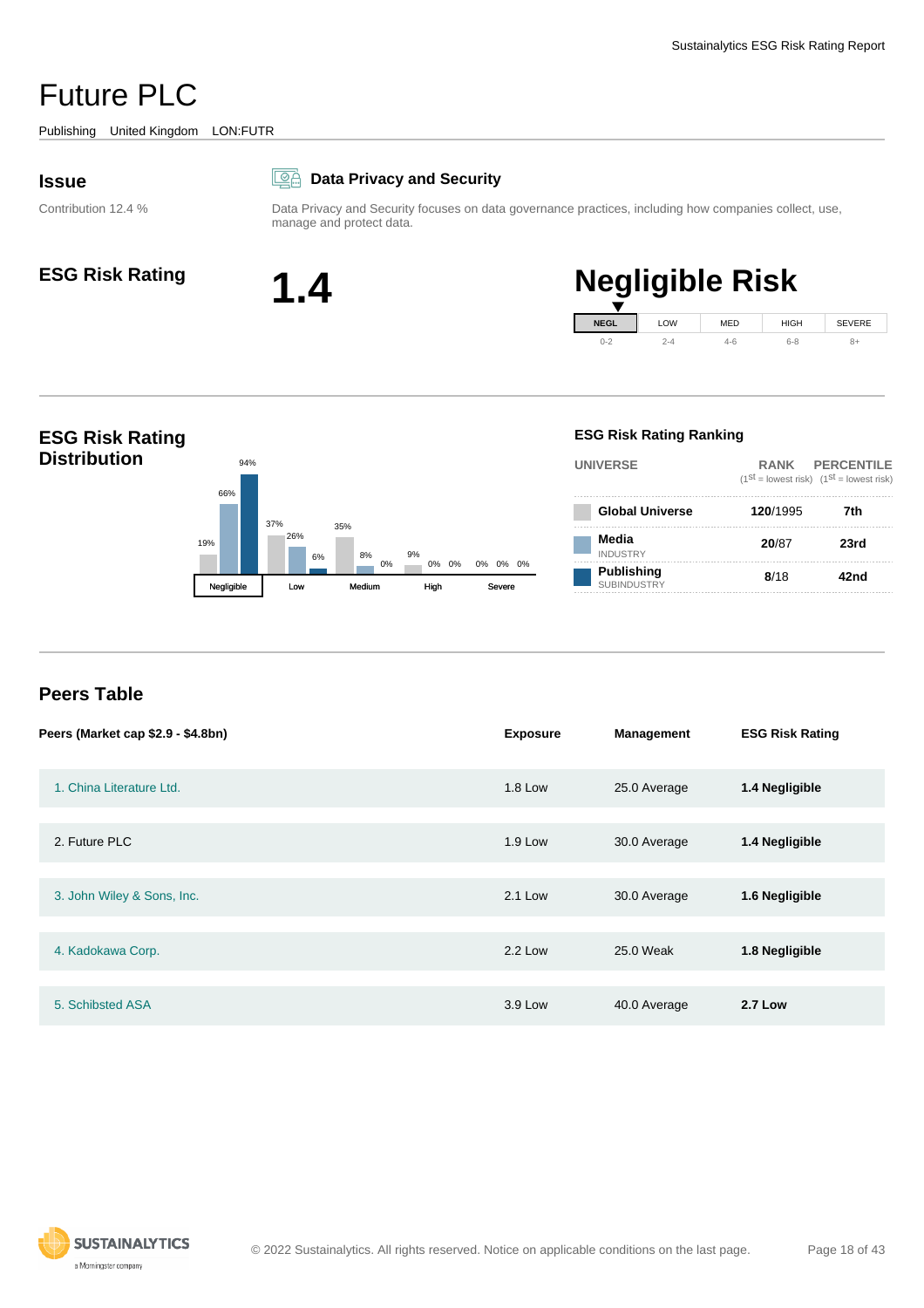# Future PLC

Publishing United Kingdom LON:FUTR

## Issue

Contribution 12.4 %

### Data Privacy and Security

Data Privacy and Security focuses on data governance practices, including how companies collect, use, manage and protect data.

## ESG Risk Rating

**1.4**

**Negligible Risk**

| NEGL | LOW | MED | HIGH | SEVERE |
|---|---|---|---|---|
| 0-2 | 2-4 | 4-6 | 6-8 | 8+ |

## ESG Risk Rating Distribution

| | Negligible | Low | Medium | High | Severe |
|---|---|---|---|---|---|
| Global Universe | 19% | 37% | 35% | 9% | 0% |
| Media Industry | 66% | 26% | 8% | 0% | 0% |
| Publishing Subindustry | 94% | 6% | 0% | 0% | 0% |

### ESG Risk Rating Ranking

| UNIVERSE | RANK (1st = lowest risk) | PERCENTILE (1st = lowest risk) |
|---|---|---|
| Global Universe | **120**/1995 | **7th** |
| Media INDUSTRY | **20**/87 | **23rd** |
| Publishing SUBINDUSTRY | **8**/18 | **42nd** |

## Peers Table

| Peers (Market cap $2.9 - $4.8bn) | Exposure | Management | ESG Risk Rating |
|---|---|---|---|
| 1. China Literature Ltd. | 1.8 Low | 25.0 Average | **1.4 Negligible** |
| 2. Future PLC | 1.9 Low | 30.0 Average | **1.4 Negligible** |
| 3. John Wiley & Sons, Inc. | 2.1 Low | 30.0 Average | **1.6 Negligible** |
| 4. Kadokawa Corp. | 2.2 Low | 25.0 Weak | **1.8 Negligible** |
| 5. Schibsted ASA | 3.9 Low | 40.0 Average | **2.7 Low** |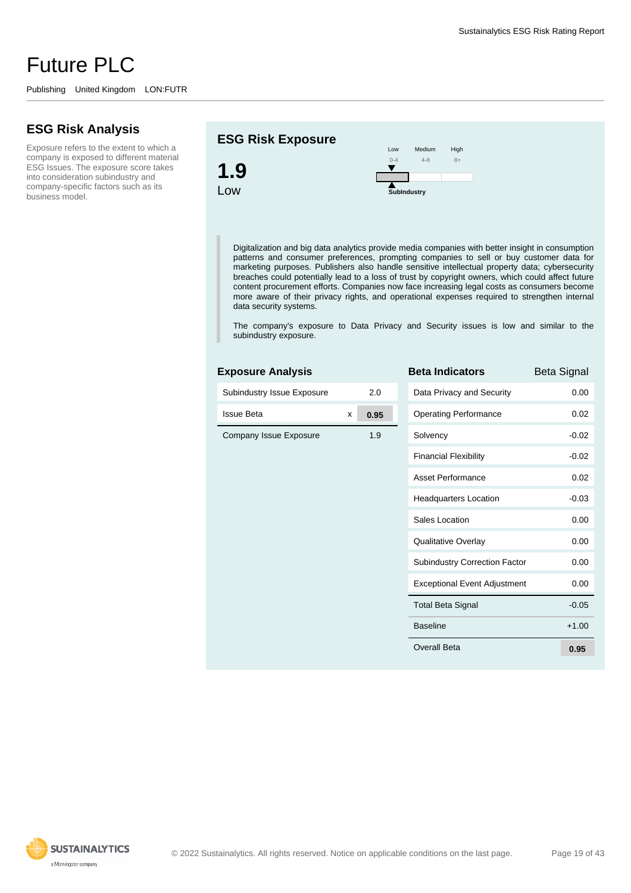Sustainalytics ESG Risk Rating Report

# Future PLC

Publishing United Kingdom LON:FUTR

## ESG Risk Analysis

Exposure refers to the extent to which a company is exposed to different material ESG Issues. The exposure score takes into consideration subindustry and company-specific factors such as its business model.

## ESG Risk Exposure

**1.9**

Low

| Low | Medium | High |
|---|---|---|
| 0-4 | 4-8 | 8+ |

SubIndustry

Digitalization and big data analytics provide media companies with better insight in consumption patterns and consumer preferences, prompting companies to sell or buy customer data for marketing purposes. Publishers also handle sensitive intellectual property data; cybersecurity breaches could potentially lead to a loss of trust by copyright owners, which could affect future content procurement efforts. Companies now face increasing legal costs as consumers become more aware of their privacy rights, and operational expenses required to strengthen internal data security systems.

The company's exposure to Data Privacy and Security issues is low and similar to the subindustry exposure.

### Exposure Analysis

| | | |
|---|---|---|
| Subindustry Issue Exposure | | 2.0 |
| Issue Beta | x | **0.95** |
| Company Issue Exposure | | 1.9 |

### Beta Indicators

| Beta Indicators | Beta Signal |
|---|---|
| Data Privacy and Security | 0.00 |
| Operating Performance | 0.02 |
| Solvency | -0.02 |
| Financial Flexibility | -0.02 |
| Asset Performance | 0.02 |
| Headquarters Location | -0.03 |
| Sales Location | 0.00 |
| Qualitative Overlay | 0.00 |
| Subindustry Correction Factor | 0.00 |
| Exceptional Event Adjustment | 0.00 |
| Total Beta Signal | -0.05 |
| Baseline | +1.00 |
| Overall Beta | **0.95** |

© 2022 Sustainalytics. All rights reserved. Notice on applicable conditions on the last page.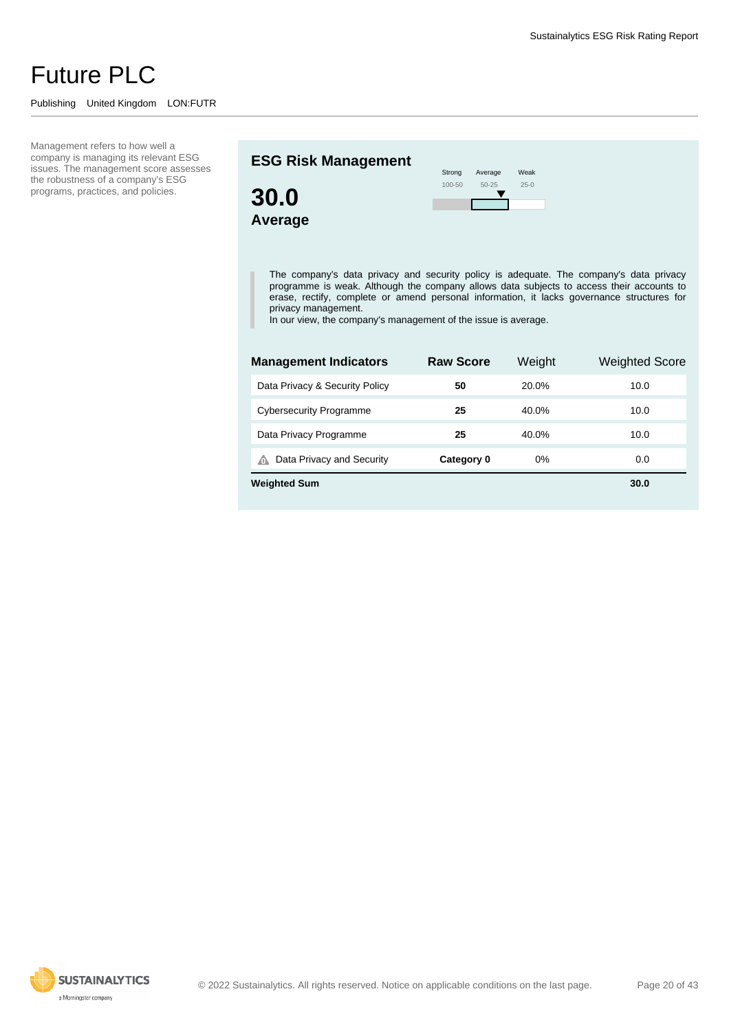# Future PLC

Publishing United Kingdom LON:FUTR

Management refers to how well a company is managing its relevant ESG issues. The management score assesses the robustness of a company's ESG programs, practices, and policies.

## ESG Risk Management

**30.0**

**Average**

| Strong | Average | Weak |
|---|---|---|
| 100-50 | 50-25 | 25-0 |

The company's data privacy and security policy is adequate. The company's data privacy programme is weak. Although the company allows data subjects to access their accounts to erase, rectify, complete or amend personal information, it lacks governance structures for privacy management.
In our view, the company's management of the issue is average.

| Management Indicators | Raw Score | Weight | Weighted Score |
|---|---|---|---|
| Data Privacy & Security Policy | **50** | 20.0% | 10.0 |
| Cybersecurity Programme | **25** | 40.0% | 10.0 |
| Data Privacy Programme | **25** | 40.0% | 10.0 |
| Data Privacy and Security | **Category 0** | 0% | 0.0 |
| **Weighted Sum** | | | **30.0** |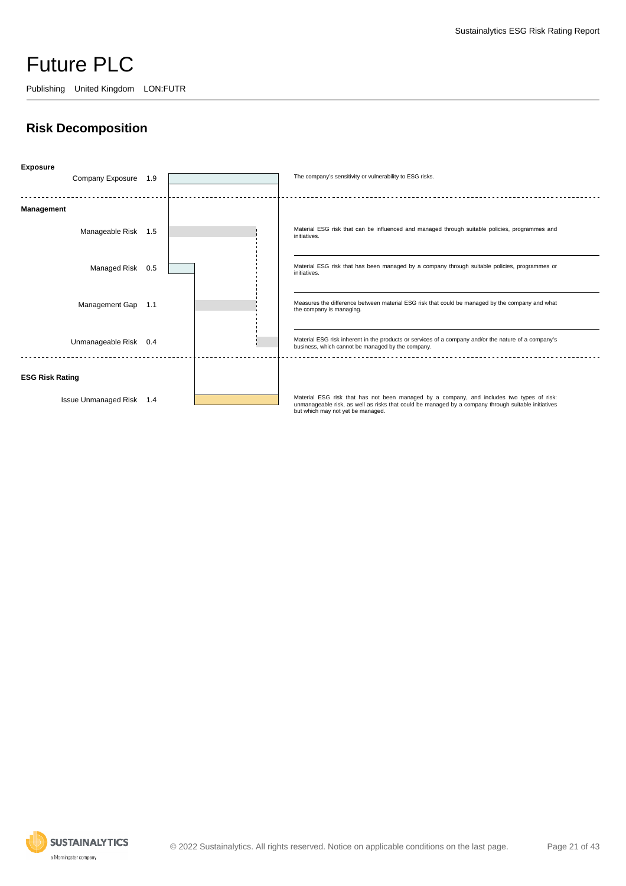# Future PLC

Publishing United Kingdom LON:FUTR

## Risk Decomposition

**Exposure**

| Item | Value | Description |
|---|---|---|
| Company Exposure | 1.9 | The company's sensitivity or vulnerability to ESG risks. |

**Management**

| Item | Value | Description |
|---|---|---|
| Manageable Risk | 1.5 | Material ESG risk that can be influenced and managed through suitable policies, programmes and initiatives. |
| Managed Risk | 0.5 | Material ESG risk that has been managed by a company through suitable policies, programmes or initiatives. |
| Management Gap | 1.1 | Measures the difference between material ESG risk that could be managed by the company and what the company is managing. |
| Unmanageable Risk | 0.4 | Material ESG risk inherent in the products or services of a company and/or the nature of a company's business, which cannot be managed by the company. |

**ESG Risk Rating**

| Item | Value | Description |
|---|---|---|
| Issue Unmanaged Risk | 1.4 | Material ESG risk that has not been managed by a company, and includes two types of risk: unmanageable risk, as well as risks that could be managed by a company through suitable initiatives but which may not yet be managed. |

© 2022 Sustainalytics. All rights reserved. Notice on applicable conditions on the last page.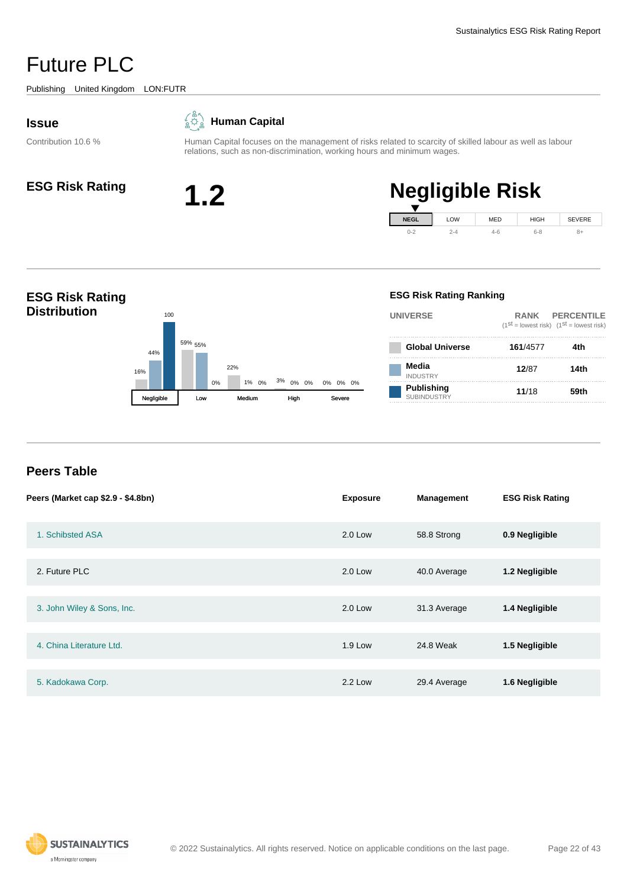# Future PLC

Publishing United Kingdom LON:FUTR

## Issue

Contribution 10.6 %

### Human Capital

Human Capital focuses on the management of risks related to scarcity of skilled labour as well as labour relations, such as non-discrimination, working hours and minimum wages.

## ESG Risk Rating

**1.2**

**Negligible Risk**

| NEGL | LOW | MED | HIGH | SEVERE |
|---|---|---|---|---|
| 0-2 | 2-4 | 4-6 | 6-8 | 8+ |

## ESG Risk Rating Distribution

| | Negligible | Low | Medium | High | Severe |
|---|---|---|---|---|---|
| Global Universe | 16% | 59% | 22% | 3% | 0% |
| Media (Industry) | 44% | 55% | 1% | 0% | 0% |
| Publishing (Subindustry) | 100 | 0% | 0% | 0% | 0% |

### ESG Risk Rating Ranking

| UNIVERSE | RANK (1st = lowest risk) | PERCENTILE (1st = lowest risk) |
|---|---|---|
| Global Universe | 161/4577 | 4th |
| Media INDUSTRY | 12/87 | 14th |
| Publishing SUBINDUSTRY | 11/18 | 59th |

## Peers Table

| Peers (Market cap $2.9 - $4.8bn) | Exposure | Management | ESG Risk Rating |
|---|---|---|---|
| 1. Schibsted ASA | 2.0 Low | 58.8 Strong | **0.9 Negligible** |
| 2. Future PLC | 2.0 Low | 40.0 Average | **1.2 Negligible** |
| 3. John Wiley & Sons, Inc. | 2.0 Low | 31.3 Average | **1.4 Negligible** |
| 4. China Literature Ltd. | 1.9 Low | 24.8 Weak | **1.5 Negligible** |
| 5. Kadokawa Corp. | 2.2 Low | 29.4 Average | **1.6 Negligible** |

© 2022 Sustainalytics. All rights reserved. Notice on applicable conditions on the last page.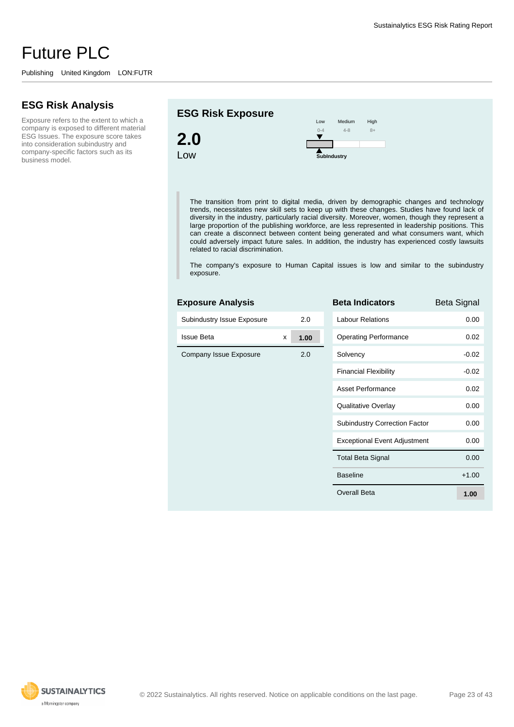# Future PLC

Publishing United Kingdom LON:FUTR

## ESG Risk Analysis

Exposure refers to the extent to which a company is exposed to different material ESG Issues. The exposure score takes into consideration subindustry and company-specific factors such as its business model.

## ESG Risk Exposure

**2.0**
Low

| Low | Medium | High |
|---|---|---|
| 0-4 | 4-8 | 8+ |

SubIndustry

The transition from print to digital media, driven by demographic changes and technology trends, necessitates new skill sets to keep up with these changes. Studies have found lack of diversity in the industry, particularly racial diversity. Moreover, women, though they represent a large proportion of the publishing workforce, are less represented in leadership positions. This can create a disconnect between content being generated and what consumers want, which could adversely impact future sales. In addition, the industry has experienced costly lawsuits related to racial discrimination.

The company's exposure to Human Capital issues is low and similar to the subindustry exposure.

### Exposure Analysis

| | | |
|---|---|---|
| Subindustry Issue Exposure | | 2.0 |
| Issue Beta | x | **1.00** |
| Company Issue Exposure | | 2.0 |

### Beta Indicators

| Beta Indicators | Beta Signal |
|---|---|
| Labour Relations | 0.00 |
| Operating Performance | 0.02 |
| Solvency | -0.02 |
| Financial Flexibility | -0.02 |
| Asset Performance | 0.02 |
| Qualitative Overlay | 0.00 |
| Subindustry Correction Factor | 0.00 |
| Exceptional Event Adjustment | 0.00 |
| Total Beta Signal | 0.00 |
| Baseline | +1.00 |
| Overall Beta | **1.00** |

© 2022 Sustainalytics. All rights reserved. Notice on applicable conditions on the last page.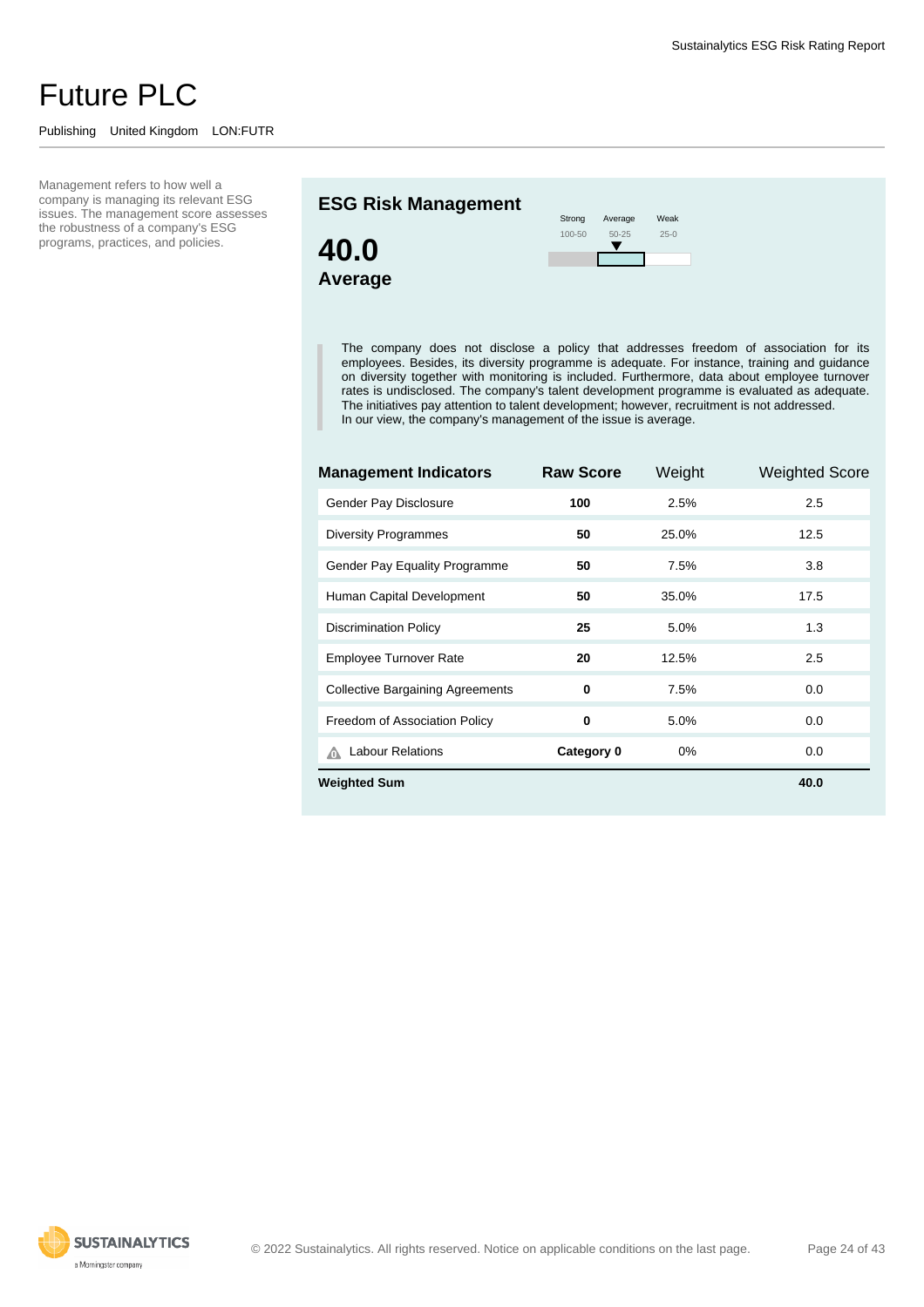# Future PLC

Publishing United Kingdom LON:FUTR

Management refers to how well a company is managing its relevant ESG issues. The management score assesses the robustness of a company's ESG programs, practices, and policies.

## ESG Risk Management

**40.0**

**Average**

Strong 100-50 | Average 50-25 | Weak 25-0

The company does not disclose a policy that addresses freedom of association for its employees. Besides, its diversity programme is adequate. For instance, training and guidance on diversity together with monitoring is included. Furthermore, data about employee turnover rates is undisclosed. The company's talent development programme is evaluated as adequate. The initiatives pay attention to talent development; however, recruitment is not addressed.
In our view, the company's management of the issue is average.

| Management Indicators | Raw Score | Weight | Weighted Score |
|---|---|---|---|
| Gender Pay Disclosure | **100** | 2.5% | 2.5 |
| Diversity Programmes | **50** | 25.0% | 12.5 |
| Gender Pay Equality Programme | **50** | 7.5% | 3.8 |
| Human Capital Development | **50** | 35.0% | 17.5 |
| Discrimination Policy | **25** | 5.0% | 1.3 |
| Employee Turnover Rate | **20** | 12.5% | 2.5 |
| Collective Bargaining Agreements | **0** | 7.5% | 0.0 |
| Freedom of Association Policy | **0** | 5.0% | 0.0 |
| Labour Relations | **Category 0** | 0% | 0.0 |
| **Weighted Sum** | | | **40.0** |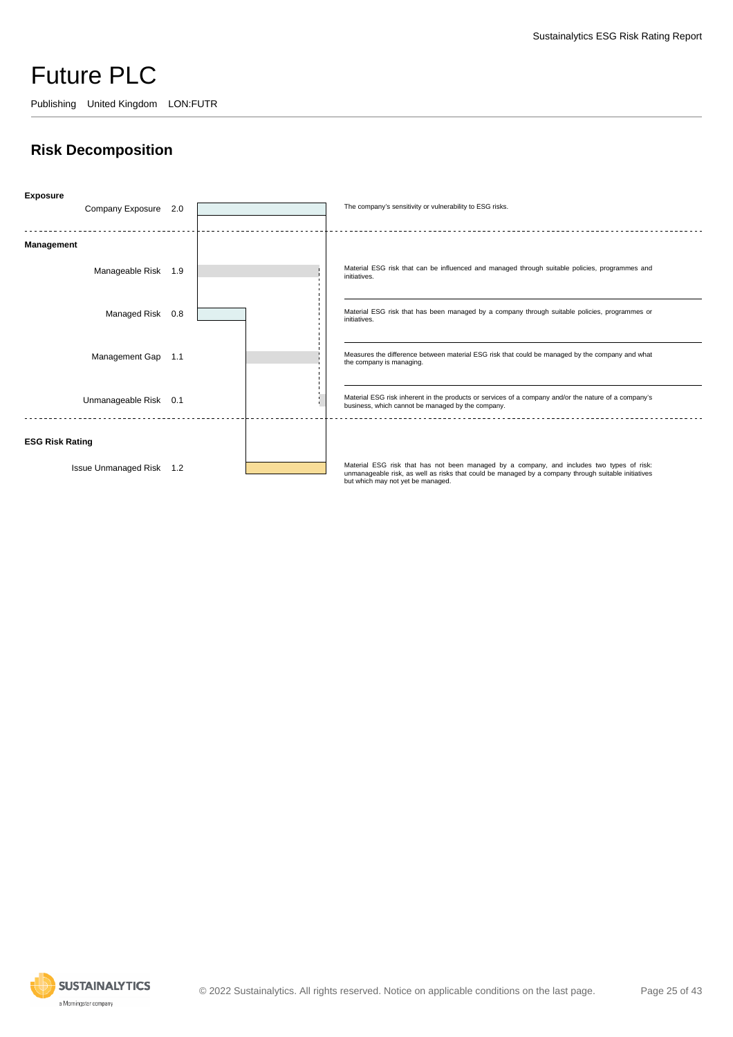# Future PLC

Publishing United Kingdom LON:FUTR

## Risk Decomposition

**Exposure**

| Item | Value | Description |
|---|---|---|
| Company Exposure | 2.0 | The company's sensitivity or vulnerability to ESG risks. |

**Management**

| Item | Value | Description |
|---|---|---|
| Manageable Risk | 1.9 | Material ESG risk that can be influenced and managed through suitable policies, programmes and initiatives. |
| Managed Risk | 0.8 | Material ESG risk that has been managed by a company through suitable policies, programmes or initiatives. |
| Management Gap | 1.1 | Measures the difference between material ESG risk that could be managed by the company and what the company is managing. |
| Unmanageable Risk | 0.1 | Material ESG risk inherent in the products or services of a company and/or the nature of a company's business, which cannot be managed by the company. |

**ESG Risk Rating**

| Item | Value | Description |
|---|---|---|
| Issue Unmanaged Risk | 1.2 | Material ESG risk that has not been managed by a company, and includes two types of risk: unmanageable risk, as well as risks that could be managed by a company through suitable initiatives but which may not yet be managed. |

© 2022 Sustainalytics. All rights reserved. Notice on applicable conditions on the last page.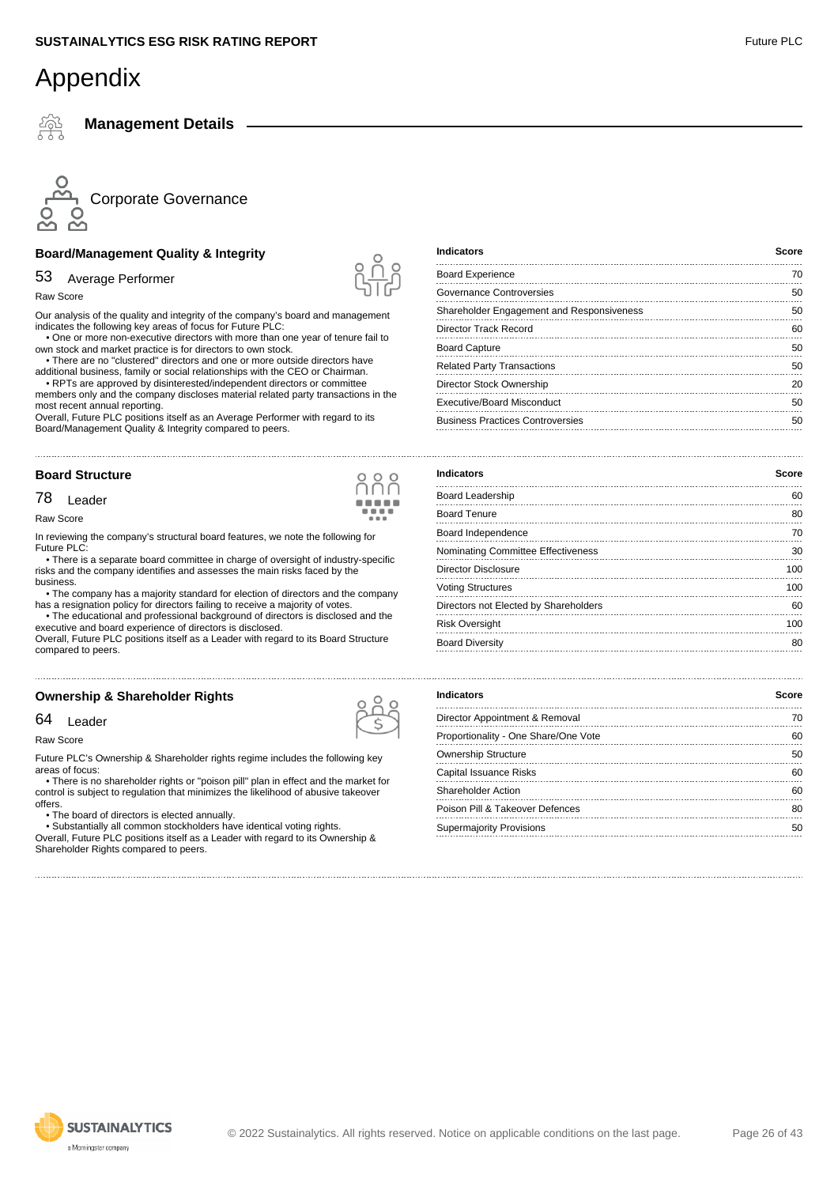# Appendix

## Management Details

### Corporate Governance

#### Board/Management Quality & Integrity

53 Average Performer

Raw Score

Our analysis of the quality and integrity of the company's board and management indicates the following key areas of focus for Future PLC:

- One or more non-executive directors with more than one year of tenure fail to own stock and market practice is for directors to own stock.
- There are no "clustered" directors and one or more outside directors have additional business, family or social relationships with the CEO or Chairman.
- RPTs are approved by disinterested/independent directors or committee members only and the company discloses material related party transactions in the most recent annual reporting.

Overall, Future PLC positions itself as an Average Performer with regard to its Board/Management Quality & Integrity compared to peers.

| Indicators | Score |
|---|---|
| Board Experience | 70 |
| Governance Controversies | 50 |
| Shareholder Engagement and Responsiveness | 50 |
| Director Track Record | 60 |
| Board Capture | 50 |
| Related Party Transactions | 50 |
| Director Stock Ownership | 20 |
| Executive/Board Misconduct | 50 |
| Business Practices Controversies | 50 |

#### Board Structure

78 Leader

Raw Score

In reviewing the company's structural board features, we note the following for Future PLC:

- There is a separate board committee in charge of oversight of industry-specific risks and the company identifies and assesses the main risks faced by the business.
- The company has a majority standard for election of directors and the company has a resignation policy for directors failing to receive a majority of votes.
- The educational and professional background of directors is disclosed and the executive and board experience of directors is disclosed.

Overall, Future PLC positions itself as a Leader with regard to its Board Structure compared to peers.

| Indicators | Score |
|---|---|
| Board Leadership | 60 |
| Board Tenure | 80 |
| Board Independence | 70 |
| Nominating Committee Effectiveness | 30 |
| Director Disclosure | 100 |
| Voting Structures | 100 |
| Directors not Elected by Shareholders | 60 |
| Risk Oversight | 100 |
| Board Diversity | 80 |

#### Ownership & Shareholder Rights

64 Leader

Raw Score

Future PLC's Ownership & Shareholder rights regime includes the following key areas of focus:

- There is no shareholder rights or "poison pill" plan in effect and the market for control is subject to regulation that minimizes the likelihood of abusive takeover offers.
- The board of directors is elected annually.
- Substantially all common stockholders have identical voting rights.

Overall, Future PLC positions itself as a Leader with regard to its Ownership & Shareholder Rights compared to peers.

| Indicators | Score |
|---|---|
| Director Appointment & Removal | 70 |
| Proportionality - One Share/One Vote | 60 |
| Ownership Structure | 50 |
| Capital Issuance Risks | 60 |
| Shareholder Action | 60 |
| Poison Pill & Takeover Defences | 80 |
| Supermajority Provisions | 50 |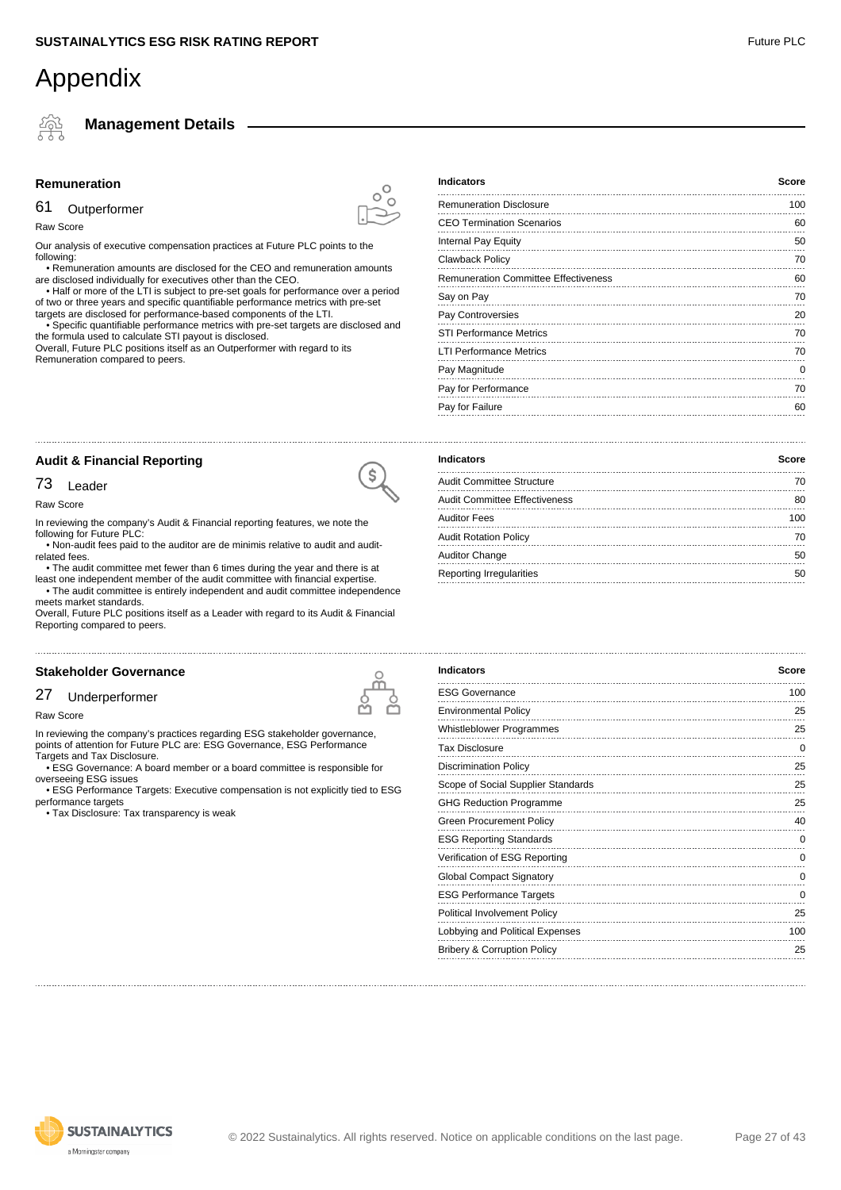# Appendix

## Management Details

### Remuneration

61 Outperformer

Raw Score

Our analysis of executive compensation practices at Future PLC points to the following:

• Remuneration amounts are disclosed for the CEO and remuneration amounts are disclosed individually for executives other than the CEO.

• Half or more of the LTI is subject to pre-set goals for performance over a period of two or three years and specific quantifiable performance metrics with pre-set targets are disclosed for performance-based components of the LTI.

• Specific quantifiable performance metrics with pre-set targets are disclosed and the formula used to calculate STI payout is disclosed.

Overall, Future PLC positions itself as an Outperformer with regard to its Remuneration compared to peers.

| Indicators | Score |
|---|---|
| Remuneration Disclosure | 100 |
| CEO Termination Scenarios | 60 |
| Internal Pay Equity | 50 |
| Clawback Policy | 70 |
| Remuneration Committee Effectiveness | 60 |
| Say on Pay | 70 |
| Pay Controversies | 20 |
| STI Performance Metrics | 70 |
| LTI Performance Metrics | 70 |
| Pay Magnitude | 0 |
| Pay for Performance | 70 |
| Pay for Failure | 60 |

### Audit & Financial Reporting

73 Leader

Raw Score

In reviewing the company's Audit & Financial reporting features, we note the following for Future PLC:

• Non-audit fees paid to the auditor are de minimis relative to audit and audit-related fees.

• The audit committee met fewer than 6 times during the year and there is at least one independent member of the audit committee with financial expertise.

• The audit committee is entirely independent and audit committee independence meets market standards.

Overall, Future PLC positions itself as a Leader with regard to its Audit & Financial Reporting compared to peers.

| Indicators | Score |
|---|---|
| Audit Committee Structure | 70 |
| Audit Committee Effectiveness | 80 |
| Auditor Fees | 100 |
| Audit Rotation Policy | 70 |
| Auditor Change | 50 |
| Reporting Irregularities | 50 |

### Stakeholder Governance

27 Underperformer

Raw Score

In reviewing the company's practices regarding ESG stakeholder governance, points of attention for Future PLC are: ESG Governance, ESG Performance Targets and Tax Disclosure.

• ESG Governance: A board member or a board committee is responsible for overseeing ESG issues

• ESG Performance Targets: Executive compensation is not explicitly tied to ESG performance targets

• Tax Disclosure: Tax transparency is weak

| Indicators | Score |
|---|---|
| ESG Governance | 100 |
| Environmental Policy | 25 |
| Whistleblower Programmes | 25 |
| Tax Disclosure | 0 |
| Discrimination Policy | 25 |
| Scope of Social Supplier Standards | 25 |
| GHG Reduction Programme | 25 |
| Green Procurement Policy | 40 |
| ESG Reporting Standards | 0 |
| Verification of ESG Reporting | 0 |
| Global Compact Signatory | 0 |
| ESG Performance Targets | 0 |
| Political Involvement Policy | 25 |
| Lobbying and Political Expenses | 100 |
| Bribery & Corruption Policy | 25 |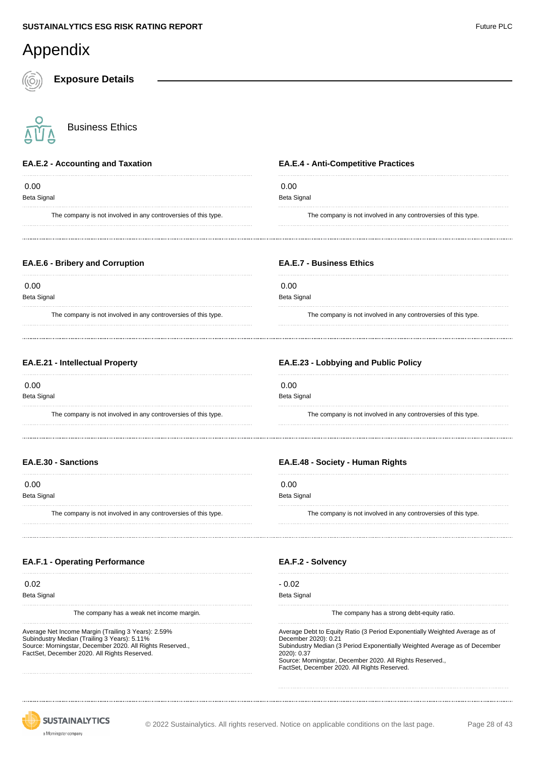# Appendix

## Exposure Details

### Business Ethics

#### EA.E.2 - Accounting and Taxation

0.00
Beta Signal

The company is not involved in any controversies of this type.

#### EA.E.4 - Anti-Competitive Practices

0.00
Beta Signal

The company is not involved in any controversies of this type.

#### EA.E.6 - Bribery and Corruption

0.00
Beta Signal

The company is not involved in any controversies of this type.

#### EA.E.7 - Business Ethics

0.00
Beta Signal

The company is not involved in any controversies of this type.

#### EA.E.21 - Intellectual Property

0.00
Beta Signal

The company is not involved in any controversies of this type.

#### EA.E.23 - Lobbying and Public Policy

0.00
Beta Signal

The company is not involved in any controversies of this type.

#### EA.E.30 - Sanctions

0.00
Beta Signal

The company is not involved in any controversies of this type.

#### EA.E.48 - Society - Human Rights

0.00
Beta Signal

The company is not involved in any controversies of this type.

#### EA.F.1 - Operating Performance

0.02
Beta Signal

The company has a weak net income margin.

Average Net Income Margin (Trailing 3 Years): 2.59%
Subindustry Median (Trailing 3 Years): 5.11%
Source: Morningstar, December 2020. All Rights Reserved., FactSet, December 2020. All Rights Reserved.

#### EA.F.2 - Solvency

- 0.02
Beta Signal

The company has a strong debt-equity ratio.

Average Debt to Equity Ratio (3 Period Exponentially Weighted Average as of December 2020): 0.21
Subindustry Median (3 Period Exponentially Weighted Average as of December 2020): 0.37
Source: Morningstar, December 2020. All Rights Reserved., FactSet, December 2020. All Rights Reserved.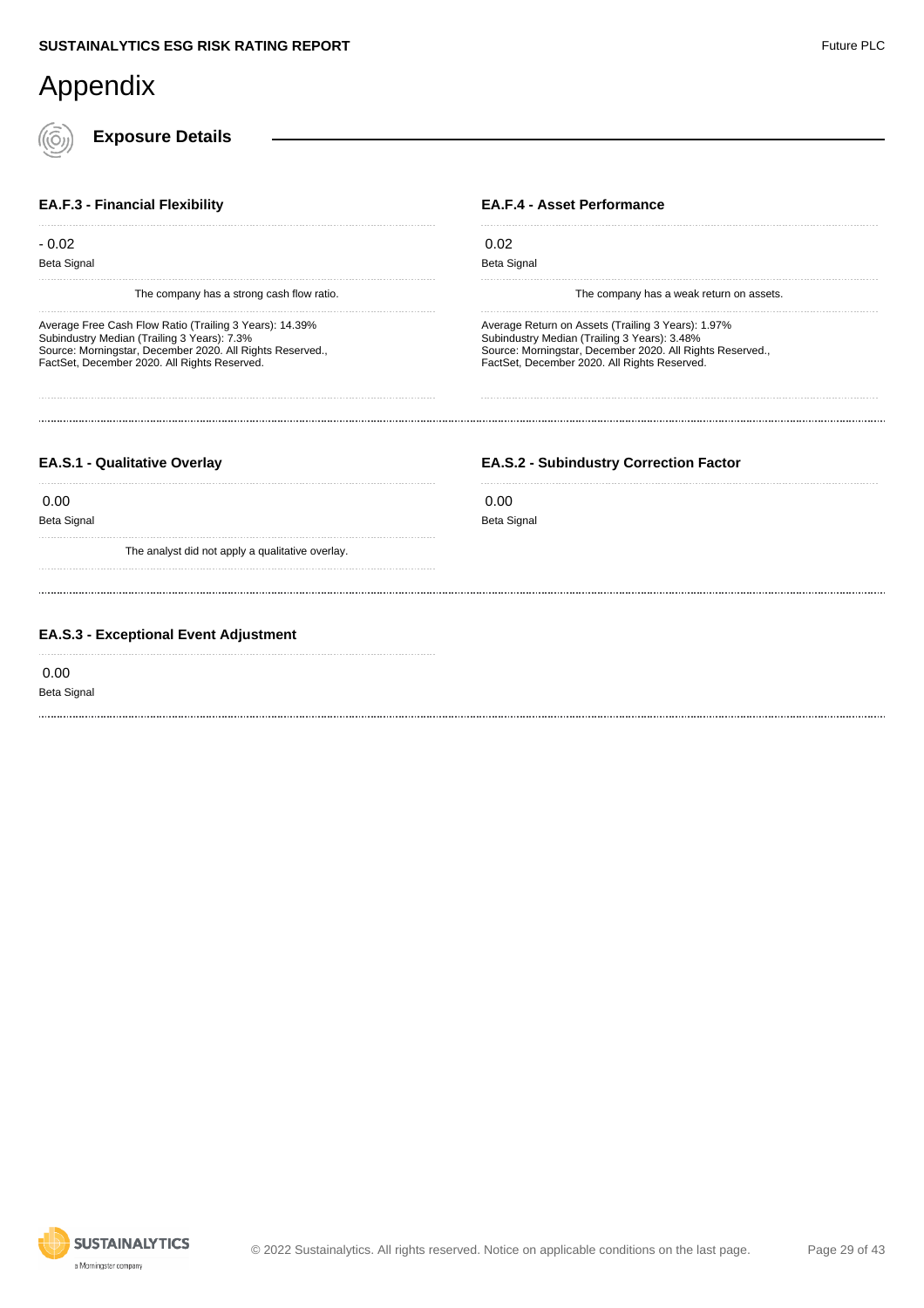# Appendix

## Exposure Details

### EA.F.3 - Financial Flexibility

- 0.02

Beta Signal

The company has a strong cash flow ratio.

Average Free Cash Flow Ratio (Trailing 3 Years): 14.39%
Subindustry Median (Trailing 3 Years): 7.3%
Source: Morningstar, December 2020. All Rights Reserved., FactSet, December 2020. All Rights Reserved.

### EA.F.4 - Asset Performance

0.02

Beta Signal

The company has a weak return on assets.

Average Return on Assets (Trailing 3 Years): 1.97%
Subindustry Median (Trailing 3 Years): 3.48%
Source: Morningstar, December 2020. All Rights Reserved., FactSet, December 2020. All Rights Reserved.

### EA.S.1 - Qualitative Overlay

0.00

Beta Signal

The analyst did not apply a qualitative overlay.

### EA.S.2 - Subindustry Correction Factor

0.00

Beta Signal

### EA.S.3 - Exceptional Event Adjustment

0.00

Beta Signal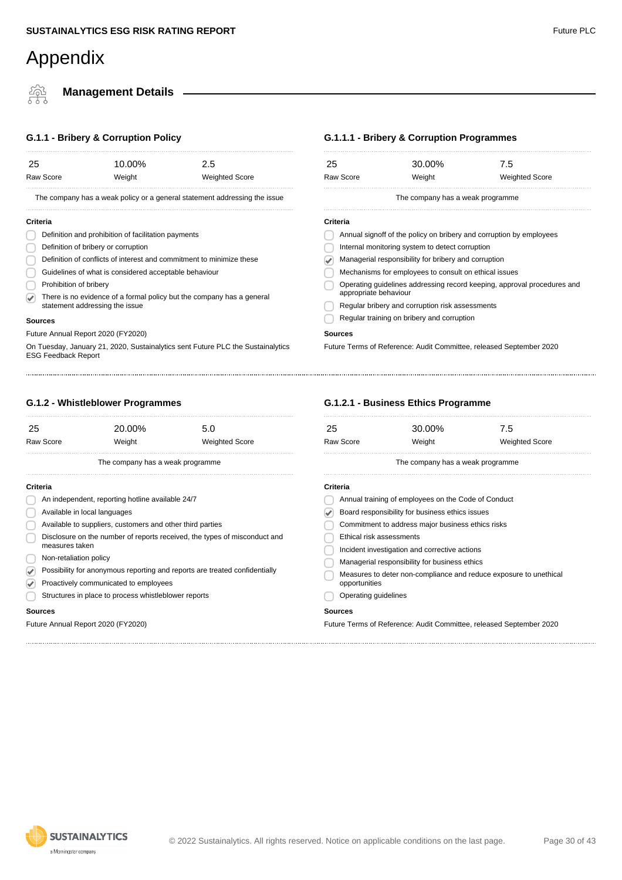# Appendix

## Management Details

### G.1.1 - Bribery & Corruption Policy

| 25 | 10.00% | 2.5 |
|---|---|---|
| Raw Score | Weight | Weighted Score |

The company has a weak policy or a general statement addressing the issue

**Criteria**

- [ ] Definition and prohibition of facilitation payments
- [ ] Definition of bribery or corruption
- [ ] Definition of conflicts of interest and commitment to minimize these
- [ ] Guidelines of what is considered acceptable behaviour
- [ ] Prohibition of bribery
- [x] There is no evidence of a formal policy but the company has a general statement addressing the issue

**Sources**

Future Annual Report 2020 (FY2020)

On Tuesday, January 21, 2020, Sustainalytics sent Future PLC the Sustainalytics ESG Feedback Report

### G.1.1.1 - Bribery & Corruption Programmes

| 25 | 30.00% | 7.5 |
|---|---|---|
| Raw Score | Weight | Weighted Score |

The company has a weak programme

**Criteria**

- [ ] Annual signoff of the policy on bribery and corruption by employees
- [ ] Internal monitoring system to detect corruption
- [x] Managerial responsibility for bribery and corruption
- [ ] Mechanisms for employees to consult on ethical issues
- [ ] Operating guidelines addressing record keeping, approval procedures and appropriate behaviour
- [ ] Regular bribery and corruption risk assessments
- [ ] Regular training on bribery and corruption

**Sources**

Future Terms of Reference: Audit Committee, released September 2020

### G.1.2 - Whistleblower Programmes

| 25 | 20.00% | 5.0 |
|---|---|---|
| Raw Score | Weight | Weighted Score |

The company has a weak programme

**Criteria**

- [ ] An independent, reporting hotline available 24/7
- [ ] Available in local languages
- [ ] Available to suppliers, customers and other third parties
- [ ] Disclosure on the number of reports received, the types of misconduct and measures taken
- [ ] Non-retaliation policy
- [x] Possibility for anonymous reporting and reports are treated confidentially
- [x] Proactively communicated to employees
- [ ] Structures in place to process whistleblower reports

**Sources**

Future Annual Report 2020 (FY2020)

### G.1.2.1 - Business Ethics Programme

| 25 | 30.00% | 7.5 |
|---|---|---|
| Raw Score | Weight | Weighted Score |

The company has a weak programme

**Criteria**

- [ ] Annual training of employees on the Code of Conduct
- [x] Board responsibility for business ethics issues
- [ ] Commitment to address major business ethics risks
- [ ] Ethical risk assessments
- [ ] Incident investigation and corrective actions
- [ ] Managerial responsibility for business ethics
- [ ] Measures to deter non-compliance and reduce exposure to unethical opportunities
- [ ] Operating guidelines

**Sources**

Future Terms of Reference: Audit Committee, released September 2020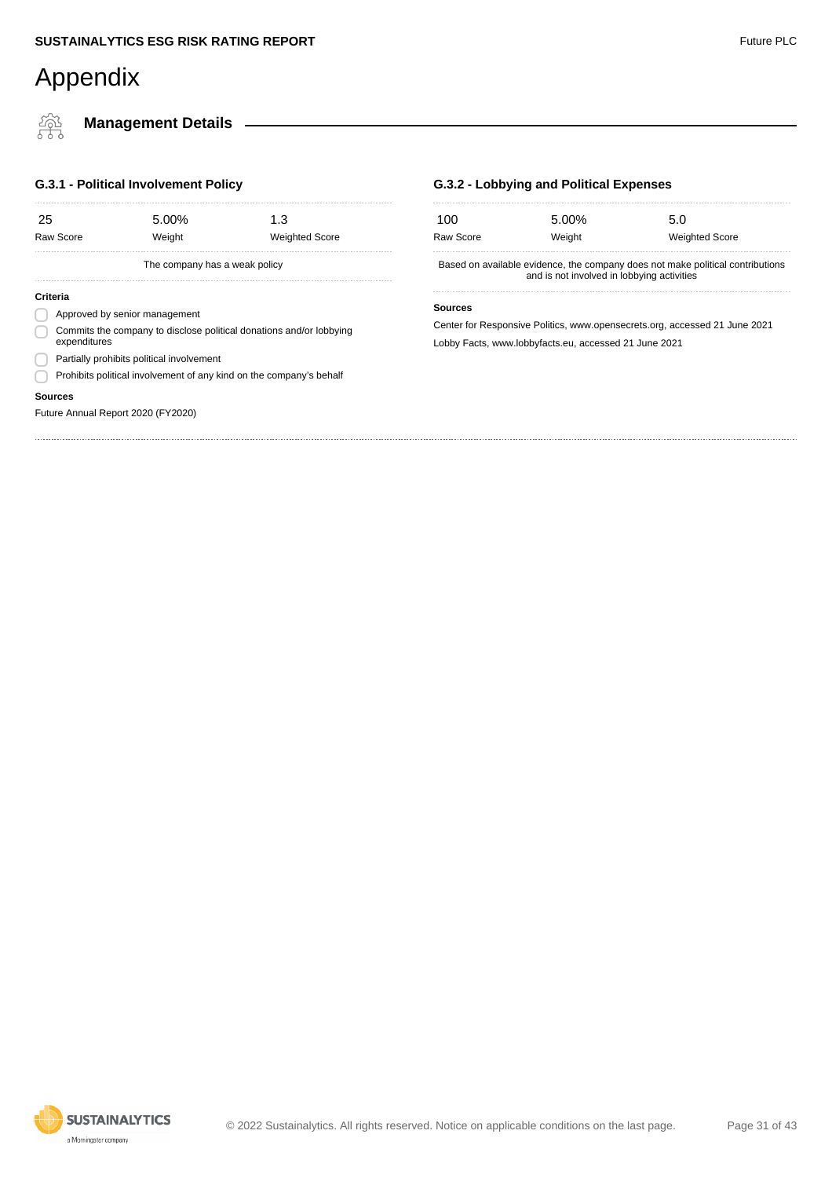# Appendix

## Management Details

### G.3.1 - Political Involvement Policy

| 25 | 5.00% | 1.3 |
|---|---|---|
| Raw Score | Weight | Weighted Score |

The company has a weak policy

**Criteria**

- [ ] Approved by senior management
- [ ] Commits the company to disclose political donations and/or lobbying expenditures
- [ ] Partially prohibits political involvement
- [ ] Prohibits political involvement of any kind on the company's behalf

**Sources**

Future Annual Report 2020 (FY2020)

### G.3.2 - Lobbying and Political Expenses

| 100 | 5.00% | 5.0 |
|---|---|---|
| Raw Score | Weight | Weighted Score |

Based on available evidence, the company does not make political contributions and is not involved in lobbying activities

**Sources**

Center for Responsive Politics, www.opensecrets.org, accessed 21 June 2021

Lobby Facts, www.lobbyfacts.eu, accessed 21 June 2021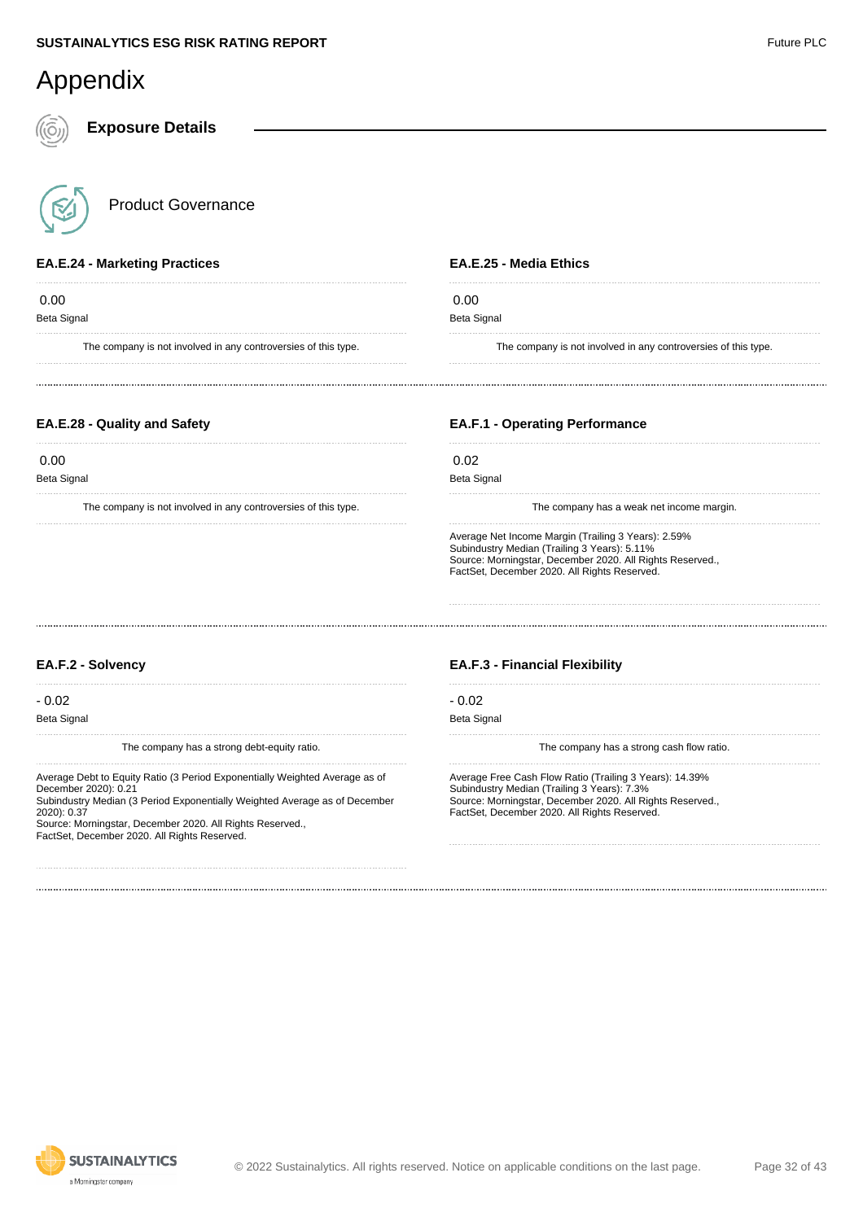# Appendix

## Exposure Details

### Product Governance

#### EA.E.24 - Marketing Practices

0.00
Beta Signal

The company is not involved in any controversies of this type.

#### EA.E.25 - Media Ethics

0.00
Beta Signal

The company is not involved in any controversies of this type.

#### EA.E.28 - Quality and Safety

0.00
Beta Signal

The company is not involved in any controversies of this type.

#### EA.F.1 - Operating Performance

0.02
Beta Signal

The company has a weak net income margin.

Average Net Income Margin (Trailing 3 Years): 2.59%
Subindustry Median (Trailing 3 Years): 5.11%
Source: Morningstar, December 2020. All Rights Reserved., FactSet, December 2020. All Rights Reserved.

#### EA.F.2 - Solvency

- 0.02
Beta Signal

The company has a strong debt-equity ratio.

Average Debt to Equity Ratio (3 Period Exponentially Weighted Average as of December 2020): 0.21
Subindustry Median (3 Period Exponentially Weighted Average as of December 2020): 0.37
Source: Morningstar, December 2020. All Rights Reserved., FactSet, December 2020. All Rights Reserved.

#### EA.F.3 - Financial Flexibility

- 0.02
Beta Signal

The company has a strong cash flow ratio.

Average Free Cash Flow Ratio (Trailing 3 Years): 14.39%
Subindustry Median (Trailing 3 Years): 7.3%
Source: Morningstar, December 2020. All Rights Reserved., FactSet, December 2020. All Rights Reserved.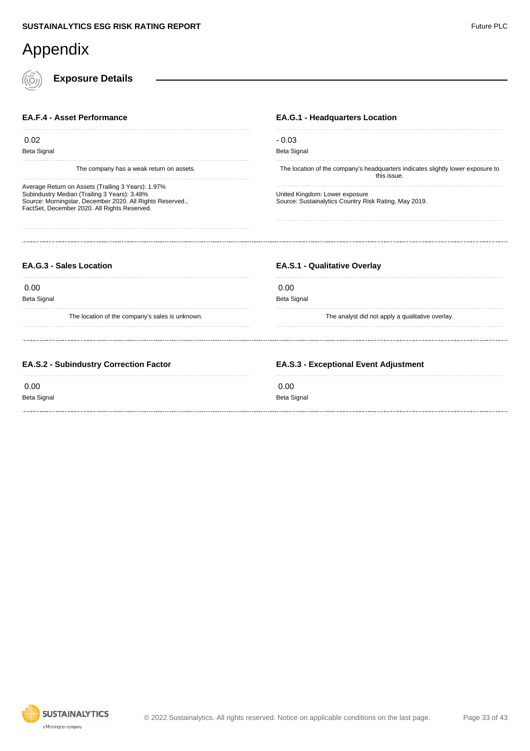# Appendix

## Exposure Details

### EA.F.4 - Asset Performance

0.02

Beta Signal

The company has a weak return on assets.

Average Return on Assets (Trailing 3 Years): 1.97%
Subindustry Median (Trailing 3 Years): 3.48%
Source: Morningstar, December 2020. All Rights Reserved., FactSet, December 2020. All Rights Reserved.

### EA.G.1 - Headquarters Location

- 0.03

Beta Signal

The location of the company's headquarters indicates slightly lower exposure to this issue.

United Kingdom: Lower exposure
Source: Sustainalytics Country Risk Rating, May 2019.

### EA.G.3 - Sales Location

0.00

Beta Signal

The location of the company's sales is unknown.

### EA.S.1 - Qualitative Overlay

0.00

Beta Signal

The analyst did not apply a qualitative overlay.

### EA.S.2 - Subindustry Correction Factor

0.00

Beta Signal

### EA.S.3 - Exceptional Event Adjustment

0.00

Beta Signal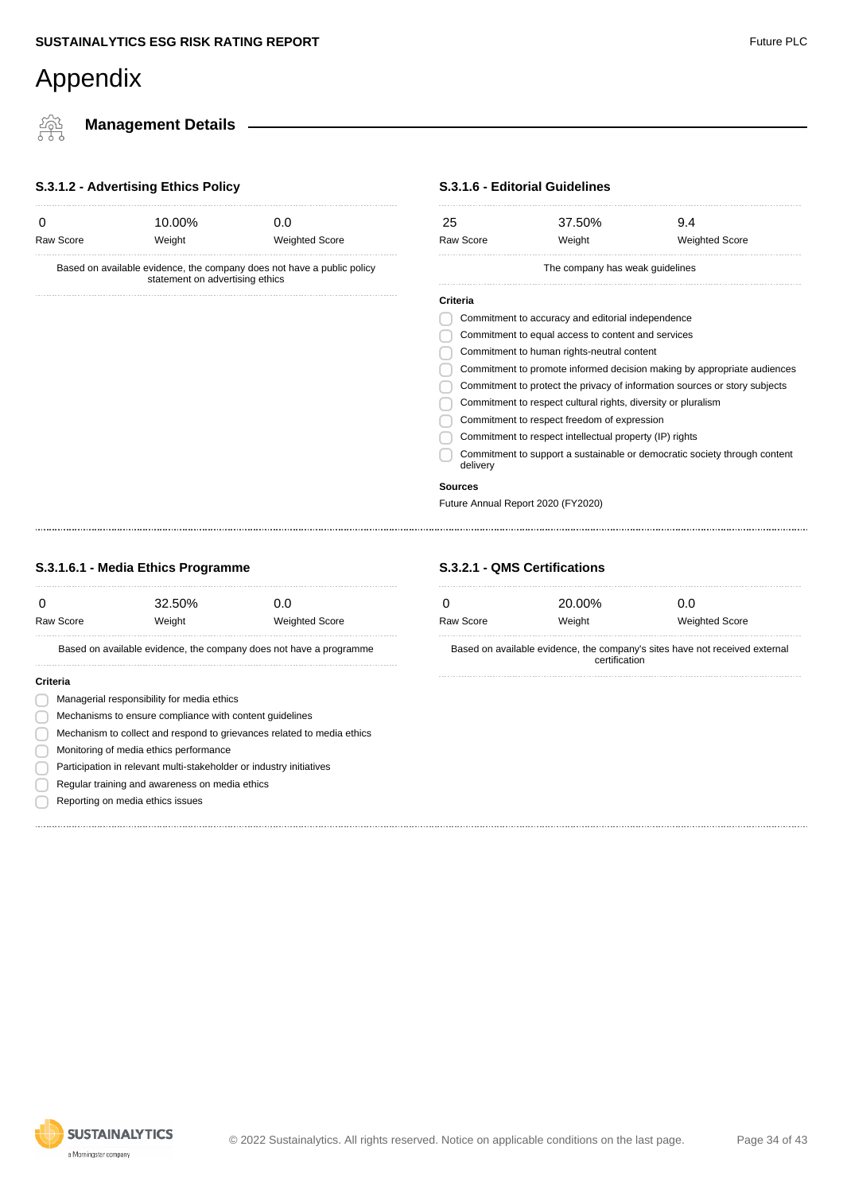# Appendix

## Management Details

### S.3.1.2 - Advertising Ethics Policy

| Raw Score | Weight | Weighted Score |
|---|---|---|
| 0 | 10.00% | 0.0 |

Based on available evidence, the company does not have a public policy statement on advertising ethics

### S.3.1.6 - Editorial Guidelines

| Raw Score | Weight | Weighted Score |
|---|---|---|
| 25 | 37.50% | 9.4 |

The company has weak guidelines

**Criteria**

- Commitment to accuracy and editorial independence
- Commitment to equal access to content and services
- Commitment to human rights-neutral content
- Commitment to promote informed decision making by appropriate audiences
- Commitment to protect the privacy of information sources or story subjects
- Commitment to respect cultural rights, diversity or pluralism
- Commitment to respect freedom of expression
- Commitment to respect intellectual property (IP) rights
- Commitment to support a sustainable or democratic society through content delivery

**Sources**

Future Annual Report 2020 (FY2020)

### S.3.1.6.1 - Media Ethics Programme

| Raw Score | Weight | Weighted Score |
|---|---|---|
| 0 | 32.50% | 0.0 |

Based on available evidence, the company does not have a programme

**Criteria**

- Managerial responsibility for media ethics
- Mechanisms to ensure compliance with content guidelines
- Mechanism to collect and respond to grievances related to media ethics
- Monitoring of media ethics performance
- Participation in relevant multi-stakeholder or industry initiatives
- Regular training and awareness on media ethics
- Reporting on media ethics issues

### S.3.2.1 - QMS Certifications

| Raw Score | Weight | Weighted Score |
|---|---|---|
| 0 | 20.00% | 0.0 |

Based on available evidence, the company's sites have not received external certification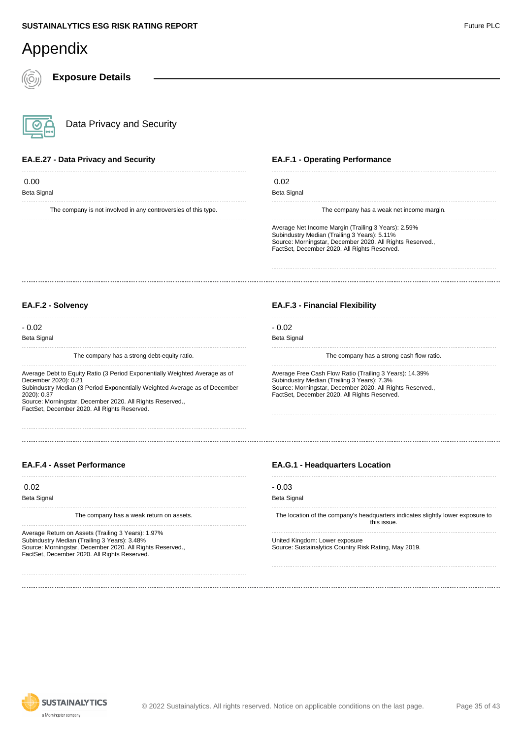# Appendix

## Exposure Details

### Data Privacy and Security

#### EA.E.27 - Data Privacy and Security

0.00
Beta Signal

The company is not involved in any controversies of this type.

#### EA.F.1 - Operating Performance

0.02
Beta Signal

The company has a weak net income margin.

Average Net Income Margin (Trailing 3 Years): 2.59%
Subindustry Median (Trailing 3 Years): 5.11%
Source: Morningstar, December 2020. All Rights Reserved., FactSet, December 2020. All Rights Reserved.

#### EA.F.2 - Solvency

- 0.02
Beta Signal

The company has a strong debt-equity ratio.

Average Debt to Equity Ratio (3 Period Exponentially Weighted Average as of December 2020): 0.21
Subindustry Median (3 Period Exponentially Weighted Average as of December 2020): 0.37
Source: Morningstar, December 2020. All Rights Reserved., FactSet, December 2020. All Rights Reserved.

#### EA.F.3 - Financial Flexibility

- 0.02
Beta Signal

The company has a strong cash flow ratio.

Average Free Cash Flow Ratio (Trailing 3 Years): 14.39%
Subindustry Median (Trailing 3 Years): 7.3%
Source: Morningstar, December 2020. All Rights Reserved., FactSet, December 2020. All Rights Reserved.

#### EA.F.4 - Asset Performance

0.02
Beta Signal

The company has a weak return on assets.

Average Return on Assets (Trailing 3 Years): 1.97%
Subindustry Median (Trailing 3 Years): 3.48%
Source: Morningstar, December 2020. All Rights Reserved., FactSet, December 2020. All Rights Reserved.

#### EA.G.1 - Headquarters Location

- 0.03
Beta Signal

The location of the company's headquarters indicates slightly lower exposure to this issue.

United Kingdom: Lower exposure
Source: Sustainalytics Country Risk Rating, May 2019.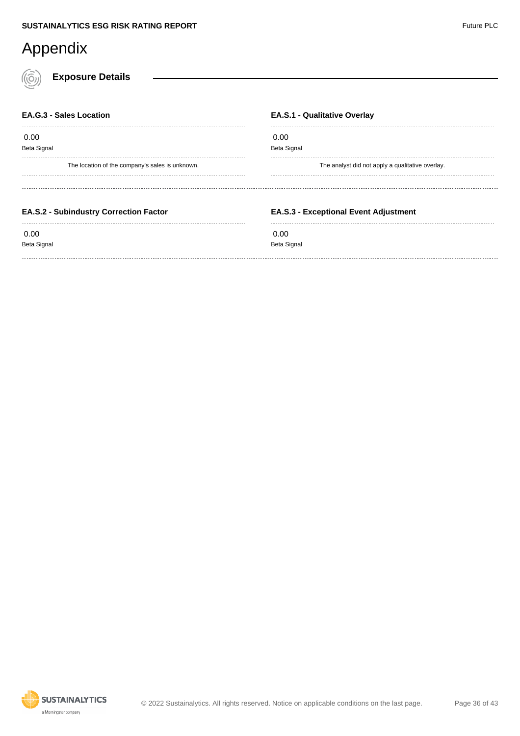# Appendix

## Exposure Details

### EA.G.3 - Sales Location

0.00

Beta Signal

The location of the company's sales is unknown.

### EA.S.1 - Qualitative Overlay

0.00

Beta Signal

The analyst did not apply a qualitative overlay.

### EA.S.2 - Subindustry Correction Factor

0.00

Beta Signal

### EA.S.3 - Exceptional Event Adjustment

0.00

Beta Signal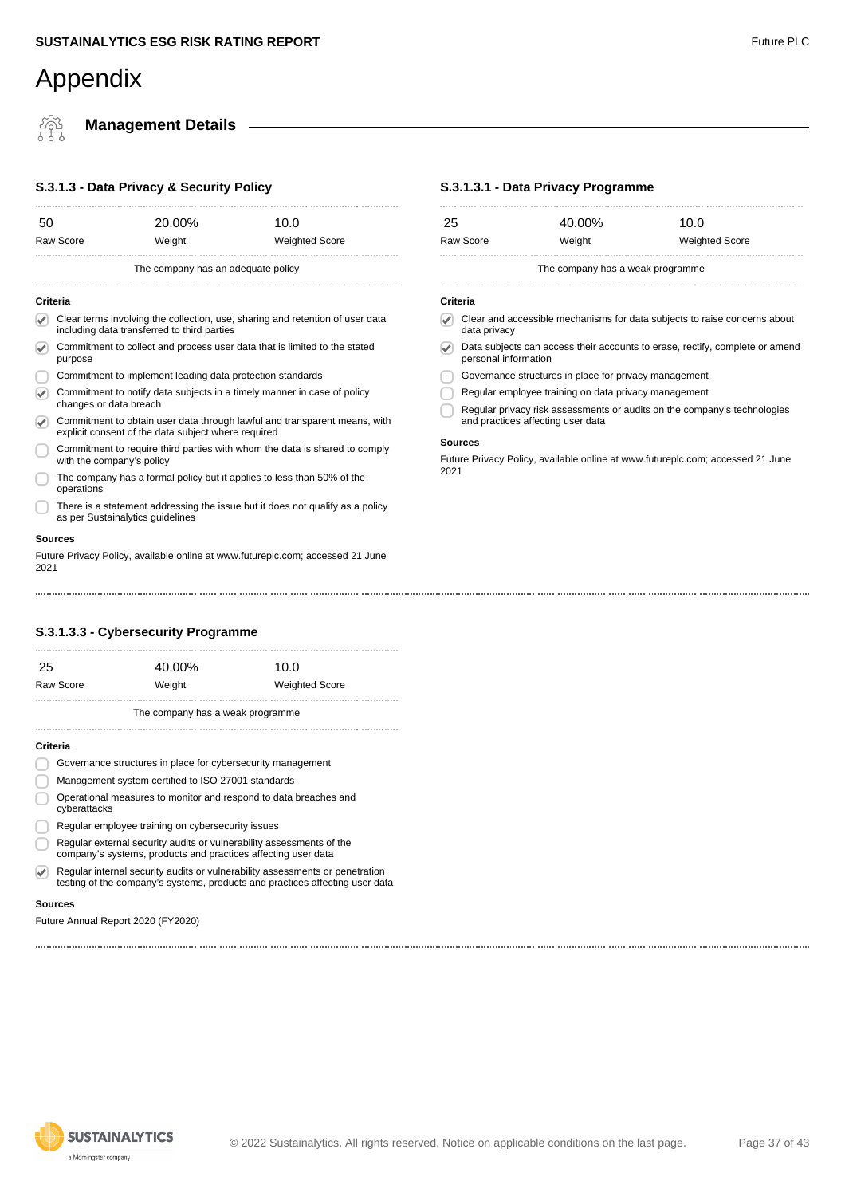# Appendix

## Management Details

### S.3.1.3 - Data Privacy & Security Policy

| 50 | 20.00% | 10.0 |
|---|---|---|
| Raw Score | Weight | Weighted Score |

The company has an adequate policy

**Criteria**

- [x] Clear terms involving the collection, use, sharing and retention of user data including data transferred to third parties
- [x] Commitment to collect and process user data that is limited to the stated purpose
- [ ] Commitment to implement leading data protection standards
- [x] Commitment to notify data subjects in a timely manner in case of policy changes or data breach
- [x] Commitment to obtain user data through lawful and transparent means, with explicit consent of the data subject where required
- [ ] Commitment to require third parties with whom the data is shared to comply with the company's policy
- [ ] The company has a formal policy but it applies to less than 50% of the operations
- [ ] There is a statement addressing the issue but it does not qualify as a policy as per Sustainalytics guidelines

**Sources**

Future Privacy Policy, available online at www.futureplc.com; accessed 21 June 2021

### S.3.1.3.1 - Data Privacy Programme

| 25 | 40.00% | 10.0 |
|---|---|---|
| Raw Score | Weight | Weighted Score |

The company has a weak programme

**Criteria**

- [x] Clear and accessible mechanisms for data subjects to raise concerns about data privacy
- [x] Data subjects can access their accounts to erase, rectify, complete or amend personal information
- [ ] Governance structures in place for privacy management
- [ ] Regular employee training on data privacy management
- [ ] Regular privacy risk assessments or audits on the company's technologies and practices affecting user data

**Sources**

Future Privacy Policy, available online at www.futureplc.com; accessed 21 June 2021

### S.3.1.3.3 - Cybersecurity Programme

| 25 | 40.00% | 10.0 |
|---|---|---|
| Raw Score | Weight | Weighted Score |

The company has a weak programme

**Criteria**

- [ ] Governance structures in place for cybersecurity management
- [ ] Management system certified to ISO 27001 standards
- [ ] Operational measures to monitor and respond to data breaches and cyberattacks
- [ ] Regular employee training on cybersecurity issues
- [ ] Regular external security audits or vulnerability assessments of the company's systems, products and practices affecting user data
- [x] Regular internal security audits or vulnerability assessments or penetration testing of the company's systems, products and practices affecting user data

**Sources**

Future Annual Report 2020 (FY2020)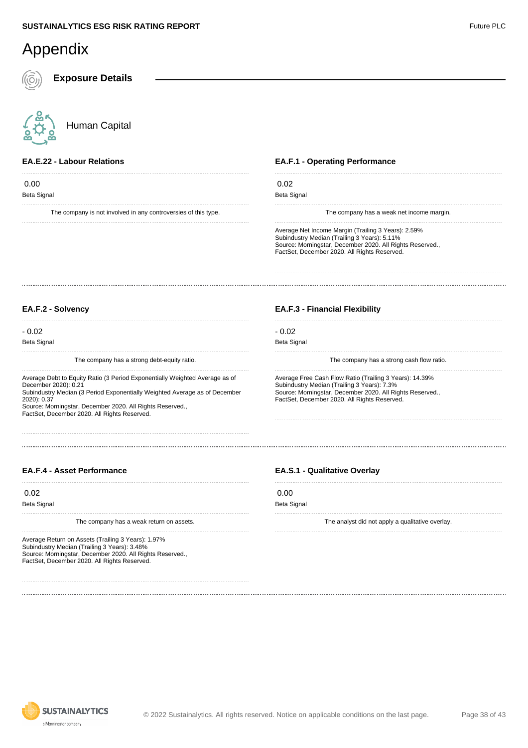# Appendix

## Exposure Details

### Human Capital

#### EA.E.22 - Labour Relations

0.00

Beta Signal

The company is not involved in any controversies of this type.

#### EA.F.1 - Operating Performance

0.02

Beta Signal

The company has a weak net income margin.

Average Net Income Margin (Trailing 3 Years): 2.59%
Subindustry Median (Trailing 3 Years): 5.11%
Source: Morningstar, December 2020. All Rights Reserved., FactSet, December 2020. All Rights Reserved.

#### EA.F.2 - Solvency

- 0.02

Beta Signal

The company has a strong debt-equity ratio.

Average Debt to Equity Ratio (3 Period Exponentially Weighted Average as of December 2020): 0.21
Subindustry Median (3 Period Exponentially Weighted Average as of December 2020): 0.37
Source: Morningstar, December 2020. All Rights Reserved., FactSet, December 2020. All Rights Reserved.

#### EA.F.3 - Financial Flexibility

- 0.02

Beta Signal

The company has a strong cash flow ratio.

Average Free Cash Flow Ratio (Trailing 3 Years): 14.39%
Subindustry Median (Trailing 3 Years): 7.3%
Source: Morningstar, December 2020. All Rights Reserved., FactSet, December 2020. All Rights Reserved.

#### EA.F.4 - Asset Performance

0.02

Beta Signal

The company has a weak return on assets.

Average Return on Assets (Trailing 3 Years): 1.97%
Subindustry Median (Trailing 3 Years): 3.48%
Source: Morningstar, December 2020. All Rights Reserved., FactSet, December 2020. All Rights Reserved.

#### EA.S.1 - Qualitative Overlay

0.00

Beta Signal

The analyst did not apply a qualitative overlay.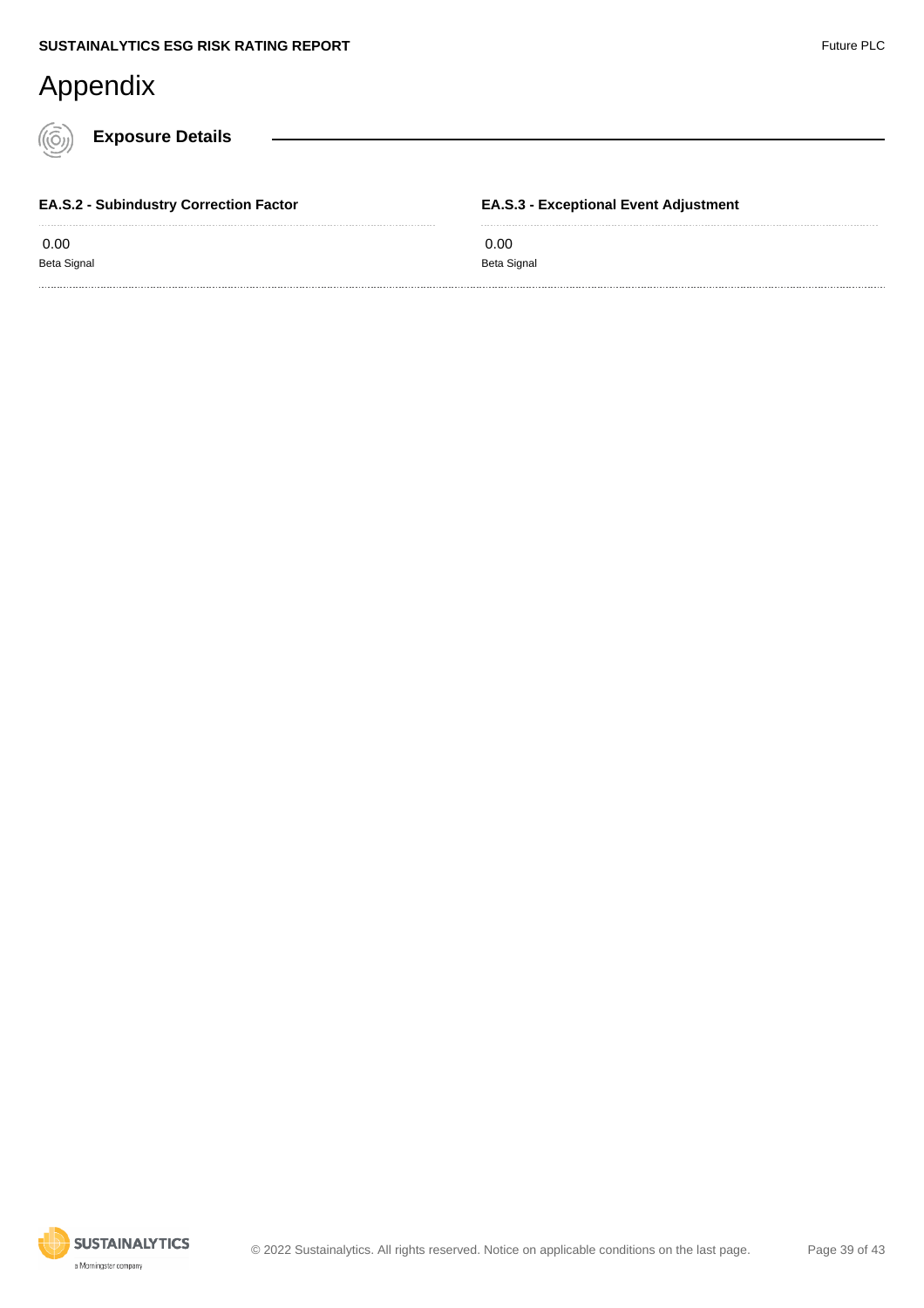# Appendix

## Exposure Details

### EA.S.2 - Subindustry Correction Factor

0.00

Beta Signal

### EA.S.3 - Exceptional Event Adjustment

0.00

Beta Signal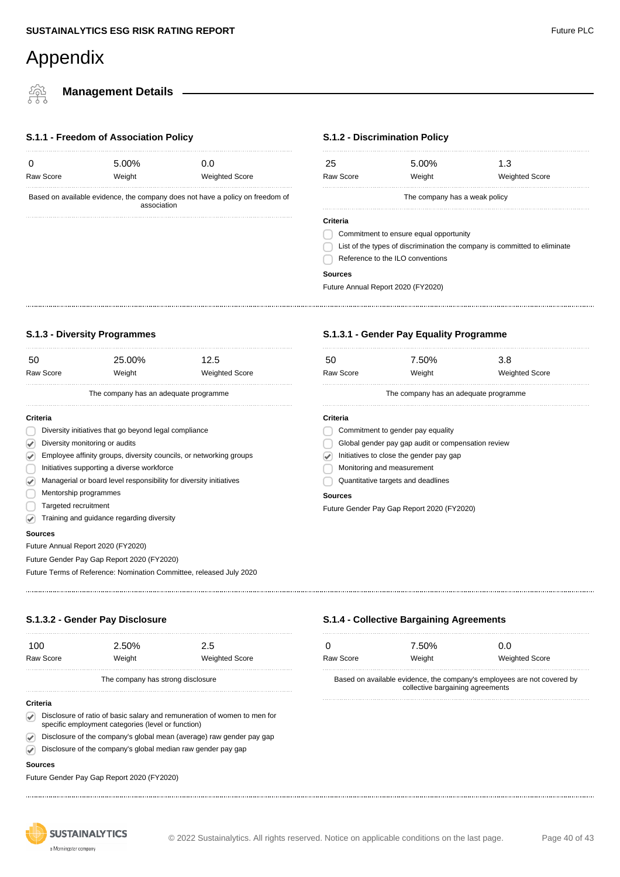# Appendix

## Management Details

### S.1.1 - Freedom of Association Policy

| 0 | 5.00% | 0.0 |
|---|---|---|
| Raw Score | Weight | Weighted Score |

Based on available evidence, the company does not have a policy on freedom of association

### S.1.2 - Discrimination Policy

| 25 | 5.00% | 1.3 |
|---|---|---|
| Raw Score | Weight | Weighted Score |

The company has a weak policy

**Criteria**

- [ ] Commitment to ensure equal opportunity
- [ ] List of the types of discrimination the company is committed to eliminate
- [ ] Reference to the ILO conventions

**Sources**

Future Annual Report 2020 (FY2020)

### S.1.3 - Diversity Programmes

| 50 | 25.00% | 12.5 |
|---|---|---|
| Raw Score | Weight | Weighted Score |

The company has an adequate programme

**Criteria**

- [ ] Diversity initiatives that go beyond legal compliance
- [x] Diversity monitoring or audits
- [x] Employee affinity groups, diversity councils, or networking groups
- [ ] Initiatives supporting a diverse workforce
- [x] Managerial or board level responsibility for diversity initiatives
- [ ] Mentorship programmes
- [ ] Targeted recruitment
- [x] Training and guidance regarding diversity

**Sources**

Future Annual Report 2020 (FY2020)

Future Gender Pay Gap Report 2020 (FY2020)

Future Terms of Reference: Nomination Committee, released July 2020

### S.1.3.1 - Gender Pay Equality Programme

| 50 | 7.50% | 3.8 |
|---|---|---|
| Raw Score | Weight | Weighted Score |

The company has an adequate programme

**Criteria**

- [ ] Commitment to gender pay equality
- [ ] Global gender pay gap audit or compensation review
- [x] Initiatives to close the gender pay gap
- [ ] Monitoring and measurement
- [ ] Quantitative targets and deadlines

**Sources**

Future Gender Pay Gap Report 2020 (FY2020)

### S.1.3.2 - Gender Pay Disclosure

| 100 | 2.50% | 2.5 |
|---|---|---|
| Raw Score | Weight | Weighted Score |

The company has strong disclosure

**Criteria**

- [x] Disclosure of ratio of basic salary and remuneration of women to men for specific employment categories (level or function)
- [x] Disclosure of the company's global mean (average) raw gender pay gap
- [x] Disclosure of the company's global median raw gender pay gap

**Sources**

Future Gender Pay Gap Report 2020 (FY2020)

### S.1.4 - Collective Bargaining Agreements

| 0 | 7.50% | 0.0 |
|---|---|---|
| Raw Score | Weight | Weighted Score |

Based on available evidence, the company's employees are not covered by collective bargaining agreements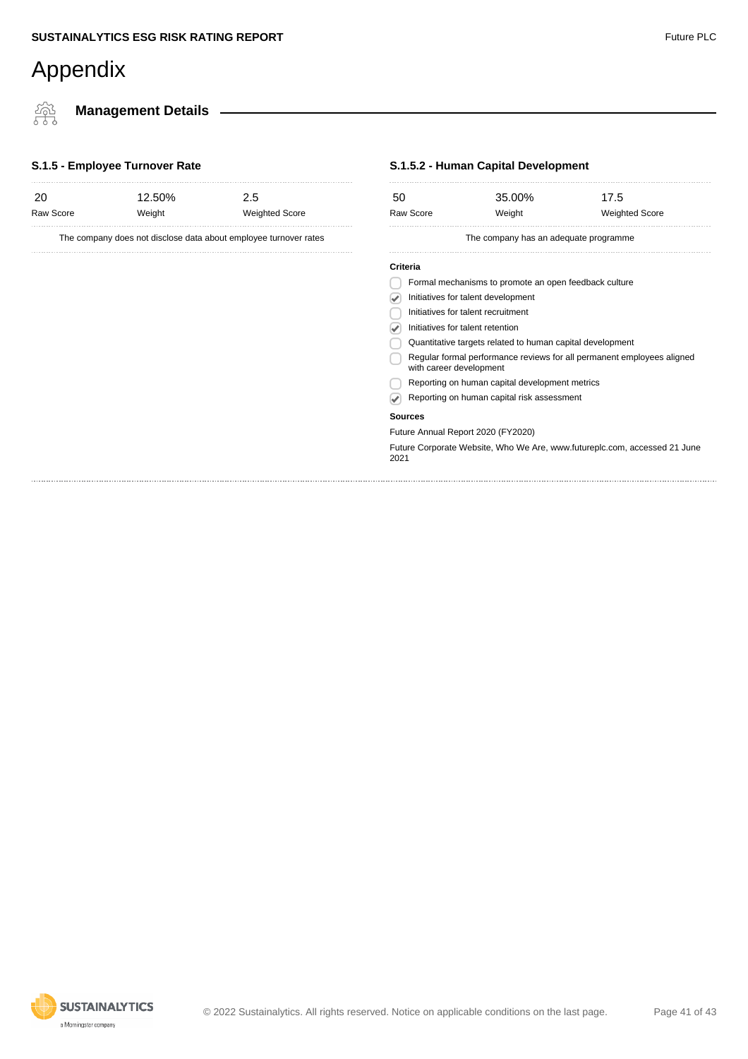# Appendix

## Management Details

### S.1.5 - Employee Turnover Rate

| 20 | 12.50% | 2.5 |
|---|---|---|
| Raw Score | Weight | Weighted Score |

The company does not disclose data about employee turnover rates

### S.1.5.2 - Human Capital Development

| 50 | 35.00% | 17.5 |
|---|---|---|
| Raw Score | Weight | Weighted Score |

The company has an adequate programme

**Criteria**

- [ ] Formal mechanisms to promote an open feedback culture
- [x] Initiatives for talent development
- [ ] Initiatives for talent recruitment
- [x] Initiatives for talent retention
- [ ] Quantitative targets related to human capital development
- [ ] Regular formal performance reviews for all permanent employees aligned with career development
- [ ] Reporting on human capital development metrics
- [x] Reporting on human capital risk assessment

**Sources**

Future Annual Report 2020 (FY2020)

Future Corporate Website, Who We Are, www.futureplc.com, accessed 21 June 2021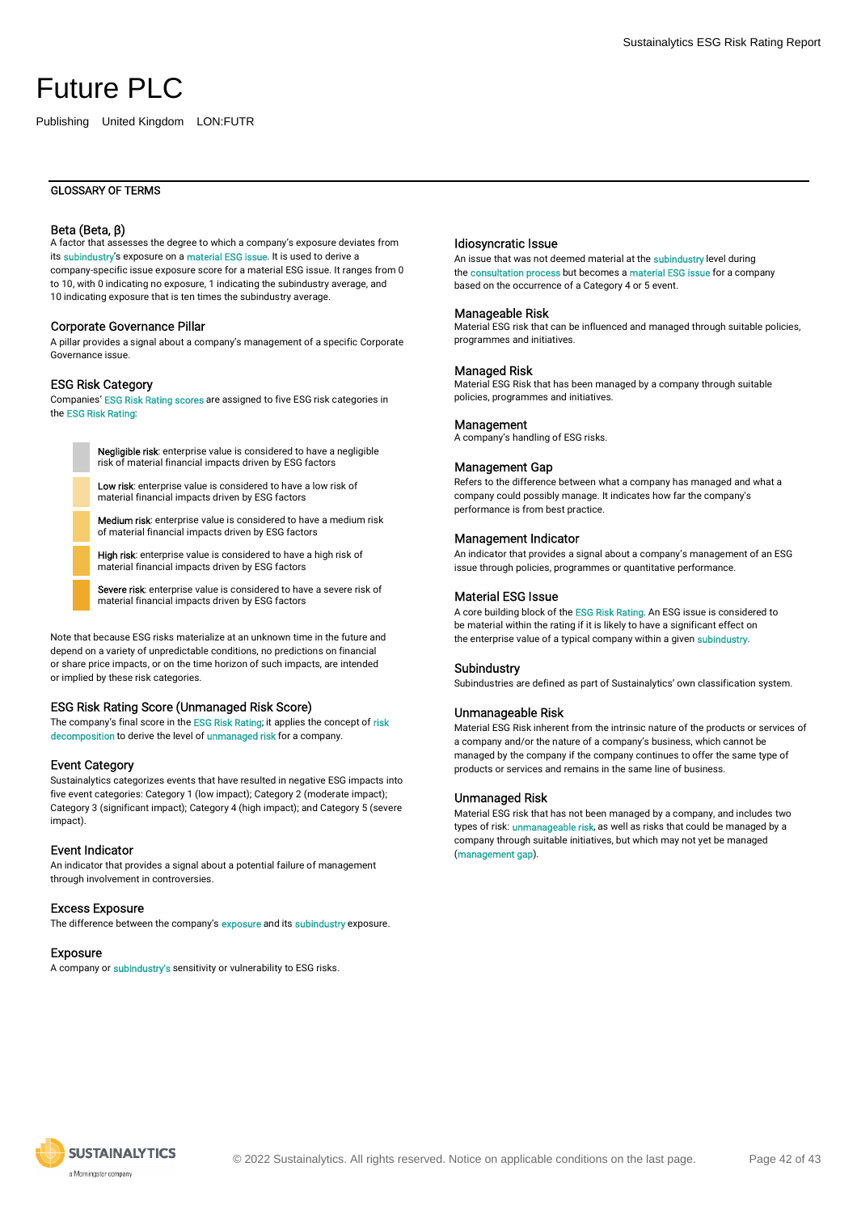# Future PLC

Publishing  United Kingdom  LON:FUTR

## GLOSSARY OF TERMS

### Beta (Beta, β)

A factor that assesses the degree to which a company's exposure deviates from its subindustry's exposure on a material ESG issue. It is used to derive a company-specific issue exposure score for a material ESG issue. It ranges from 0 to 10, with 0 indicating no exposure, 1 indicating the subindustry average, and 10 indicating exposure that is ten times the subindustry average.

### Corporate Governance Pillar

A pillar provides a signal about a company's management of a specific Corporate Governance issue.

### ESG Risk Category

Companies' ESG Risk Rating scores are assigned to five ESG risk categories in the ESG Risk Rating:

- **Negligible risk**: enterprise value is considered to have a negligible risk of material financial impacts driven by ESG factors
- **Low risk**: enterprise value is considered to have a low risk of material financial impacts driven by ESG factors
- **Medium risk**: enterprise value is considered to have a medium risk of material financial impacts driven by ESG factors
- **High risk**: enterprise value is considered to have a high risk of material financial impacts driven by ESG factors
- **Severe risk**: enterprise value is considered to have a severe risk of material financial impacts driven by ESG factors

Note that because ESG risks materialize at an unknown time in the future and depend on a variety of unpredictable conditions, no predictions on financial or share price impacts, or on the time horizon of such impacts, are intended or implied by these risk categories.

### ESG Risk Rating Score (Unmanaged Risk Score)

The company's final score in the ESG Risk Rating; it applies the concept of risk decomposition to derive the level of unmanaged risk for a company.

### Event Category

Sustainalytics categorizes events that have resulted in negative ESG impacts into five event categories: Category 1 (low impact); Category 2 (moderate impact); Category 3 (significant impact); Category 4 (high impact); and Category 5 (severe impact).

### Event Indicator

An indicator that provides a signal about a potential failure of management through involvement in controversies.

### Excess Exposure

The difference between the company's exposure and its subindustry exposure.

### Exposure

A company or subindustry's sensitivity or vulnerability to ESG risks.

### Idiosyncratic Issue

An issue that was not deemed material at the subindustry level during the consultation process but becomes a material ESG issue for a company based on the occurrence of a Category 4 or 5 event.

### Manageable Risk

Material ESG risk that can be influenced and managed through suitable policies, programmes and initiatives.

### Managed Risk

Material ESG Risk that has been managed by a company through suitable policies, programmes and initiatives.

### Management

A company's handling of ESG risks.

### Management Gap

Refers to the difference between what a company has managed and what a company could possibly manage. It indicates how far the company's performance is from best practice.

### Management Indicator

An indicator that provides a signal about a company's management of an ESG issue through policies, programmes or quantitative performance.

### Material ESG Issue

A core building block of the ESG Risk Rating. An ESG issue is considered to be material within the rating if it is likely to have a significant effect on the enterprise value of a typical company within a given subindustry.

### Subindustry

Subindustries are defined as part of Sustainalytics' own classification system.

### Unmanageable Risk

Material ESG Risk inherent from the intrinsic nature of the products or services of a company and/or the nature of a company's business, which cannot be managed by the company if the company continues to offer the same type of products or services and remains in the same line of business.

### Unmanaged Risk

Material ESG risk that has not been managed by a company, and includes two types of risk: unmanageable risk, as well as risks that could be managed by a company through suitable initiatives, but which may not yet be managed (management gap).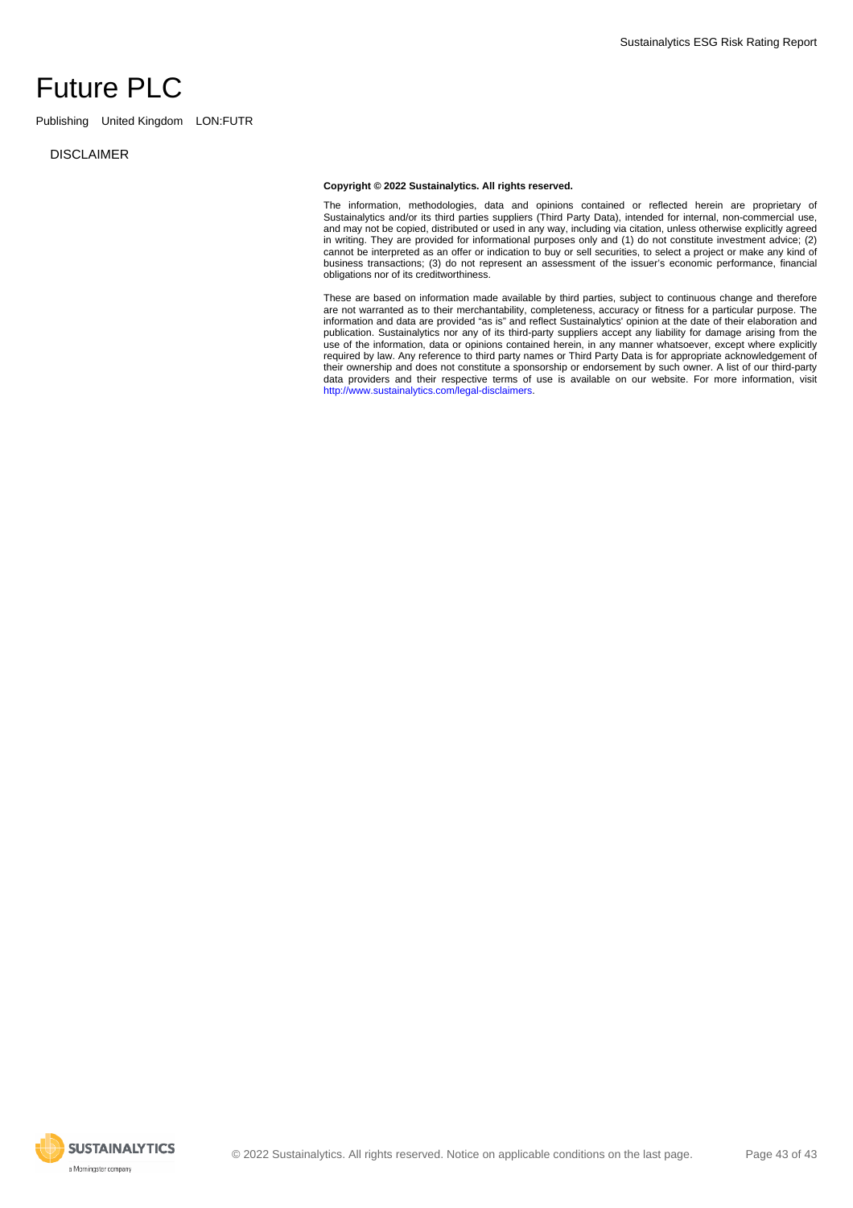# Future PLC

Publishing United Kingdom LON:FUTR

DISCLAIMER

**Copyright © 2022 Sustainalytics. All rights reserved.**

The information, methodologies, data and opinions contained or reflected herein are proprietary of Sustainalytics and/or its third parties suppliers (Third Party Data), intended for internal, non-commercial use, and may not be copied, distributed or used in any way, including via citation, unless otherwise explicitly agreed in writing. They are provided for informational purposes only and (1) do not constitute investment advice; (2) cannot be interpreted as an offer or indication to buy or sell securities, to select a project or make any kind of business transactions; (3) do not represent an assessment of the issuer's economic performance, financial obligations nor of its creditworthiness.

These are based on information made available by third parties, subject to continuous change and therefore are not warranted as to their merchantability, completeness, accuracy or fitness for a particular purpose. The information and data are provided "as is" and reflect Sustainalytics' opinion at the date of their elaboration and publication. Sustainalytics nor any of its third-party suppliers accept any liability for damage arising from the use of the information, data or opinions contained herein, in any manner whatsoever, except where explicitly required by law. Any reference to third party names or Third Party Data is for appropriate acknowledgement of their ownership and does not constitute a sponsorship or endorsement by such owner. A list of our third-party data providers and their respective terms of use is available on our website. For more information, visit http://www.sustainalytics.com/legal-disclaimers.